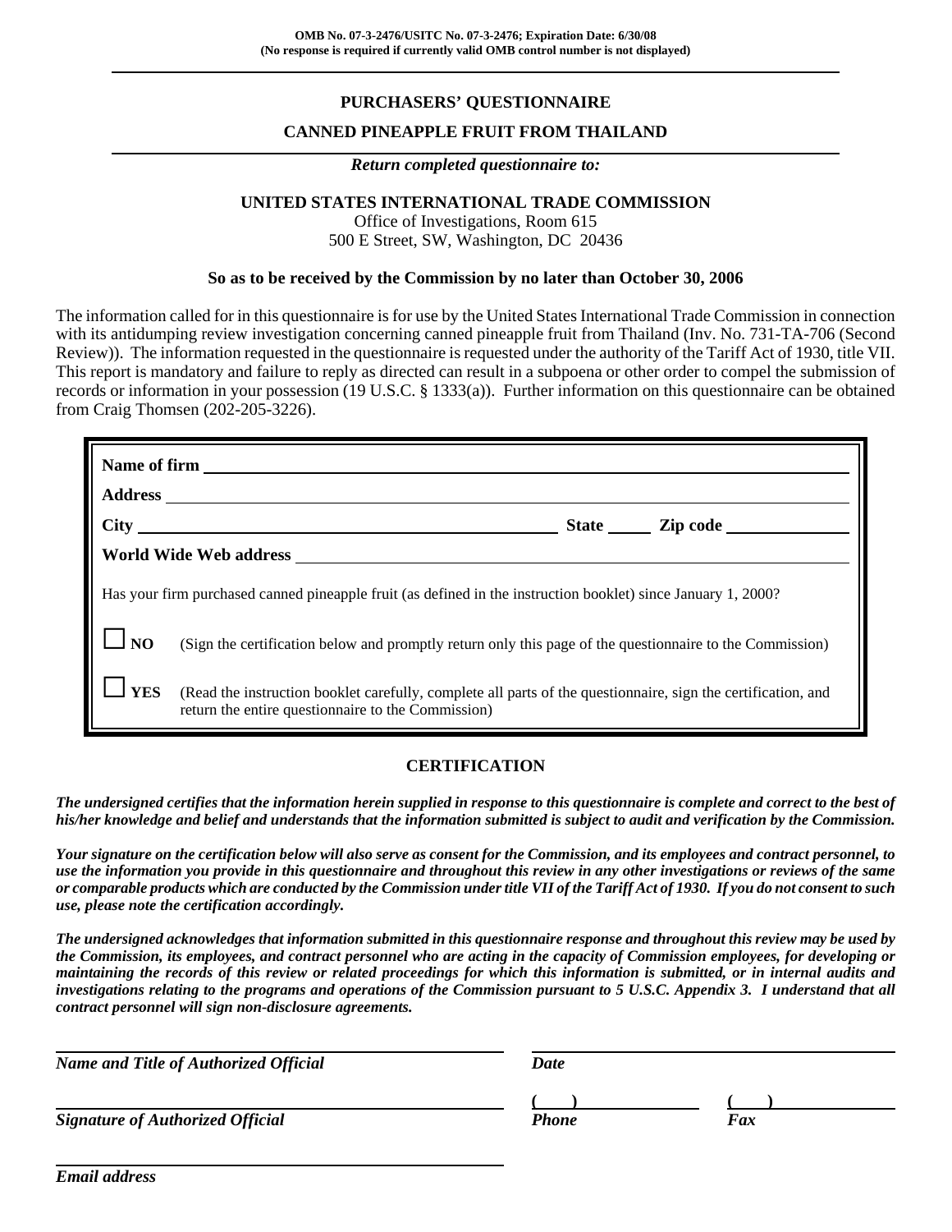OMB No. 07-3-2476/USITC No. 07-3-2476; Expiration Date: 6/30/08
(No response is required if currently valid OMB control number is not displayed)

# PURCHASERS' QUESTIONNAIRE

## CANNED PINEAPPLE FRUIT FROM THAILAND

***Return completed questionnaire to:***

**UNITED STATES INTERNATIONAL TRADE COMMISSION**
Office of Investigations, Room 615
500 E Street, SW, Washington, DC 20436

**So as to be received by the Commission by no later than October 30, 2006**

The information called for in this questionnaire is for use by the United States International Trade Commission in connection with its antidumping review investigation concerning canned pineapple fruit from Thailand (Inv. No. 731-TA-706 (Second Review)). The information requested in the questionnaire is requested under the authority of the Tariff Act of 1930, title VII. This report is mandatory and failure to reply as directed can result in a subpoena or other order to compel the submission of records or information in your possession (19 U.S.C. § 1333(a)). Further information on this questionnaire can be obtained from Craig Thomsen (202-205-3226).

**Name of firm** ______________________________

**Address** ______________________________

**City** ______________________ **State** _____ **Zip code** __________

**World Wide Web address** ______________________________

Has your firm purchased canned pineapple fruit (as defined in the instruction booklet) since January 1, 2000?

☐ **NO** (Sign the certification below and promptly return only this page of the questionnaire to the Commission)

☐ **YES** (Read the instruction booklet carefully, complete all parts of the questionnaire, sign the certification, and return the entire questionnaire to the Commission)

## CERTIFICATION

***The undersigned certifies that the information herein supplied in response to this questionnaire is complete and correct to the best of his/her knowledge and belief and understands that the information submitted is subject to audit and verification by the Commission.***

***Your signature on the certification below will also serve as consent for the Commission, and its employees and contract personnel, to use the information you provide in this questionnaire and throughout this review in any other investigations or reviews of the same or comparable products which are conducted by the Commission under title VII of the Tariff Act of 1930. If you do not consent to such use, please note the certification accordingly.***

***The undersigned acknowledges that information submitted in this questionnaire response and throughout this review may be used by the Commission, its employees, and contract personnel who are acting in the capacity of Commission employees, for developing or maintaining the records of this review or related proceedings for which this information is submitted, or in internal audits and investigations relating to the programs and operations of the Commission pursuant to 5 U.S.C. Appendix 3. I understand that all contract personnel will sign non-disclosure agreements.***

______________________________ ______________________________
***Name and Title of Authorized Official*** ***Date***

______________________________ (    ) ______________ (    ) ______________
***Signature of Authorized Official*** ***Phone*** ***Fax***

______________________________
***Email address***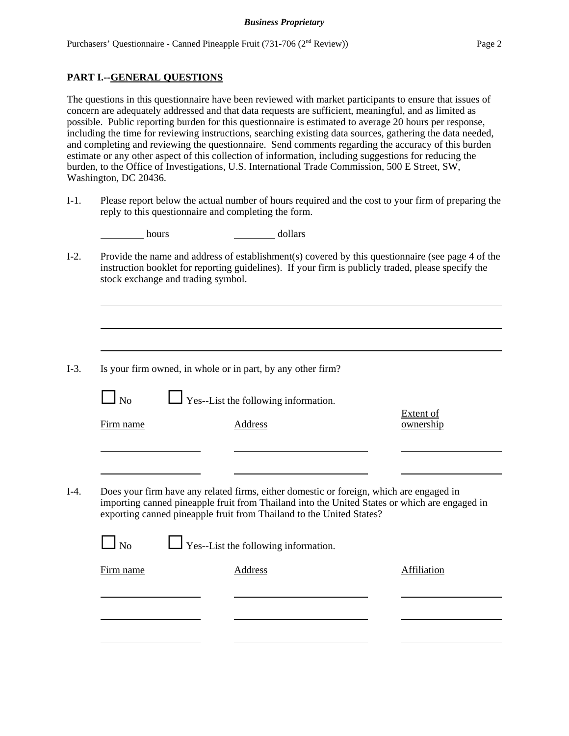## PART I.--GENERAL QUESTIONS

The questions in this questionnaire have been reviewed with market participants to ensure that issues of concern are adequately addressed and that data requests are sufficient, meaningful, and as limited as possible. Public reporting burden for this questionnaire is estimated to average 20 hours per response, including the time for reviewing instructions, searching existing data sources, gathering the data needed, and completing and reviewing the questionnaire. Send comments regarding the accuracy of this burden estimate or any other aspect of this collection of information, including suggestions for reducing the burden, to the Office of Investigations, U.S. International Trade Commission, 500 E Street, SW, Washington, DC 20436.

I-1. Please report below the actual number of hours required and the cost to your firm of preparing the reply to this questionnaire and completing the form.

________ hours ________ dollars

I-2. Provide the name and address of establishment(s) covered by this questionnaire (see page 4 of the instruction booklet for reporting guidelines). If your firm is publicly traded, please specify the stock exchange and trading symbol.

______________________________________________________________________________

______________________________________________________________________________

______________________________________________________________________________

I-3. Is your firm owned, in whole or in part, by any other firm?

☐ No ☐ Yes--List the following information.

| Firm name | Address | Extent of ownership |
|---|---|---|
| | | |
| | | |

I-4. Does your firm have any related firms, either domestic or foreign, which are engaged in importing canned pineapple fruit from Thailand into the United States or which are engaged in exporting canned pineapple fruit from Thailand to the United States?

☐ No ☐ Yes--List the following information.

| Firm name | Address | Affiliation |
|---|---|---|
| | | |
| | | |
| | | |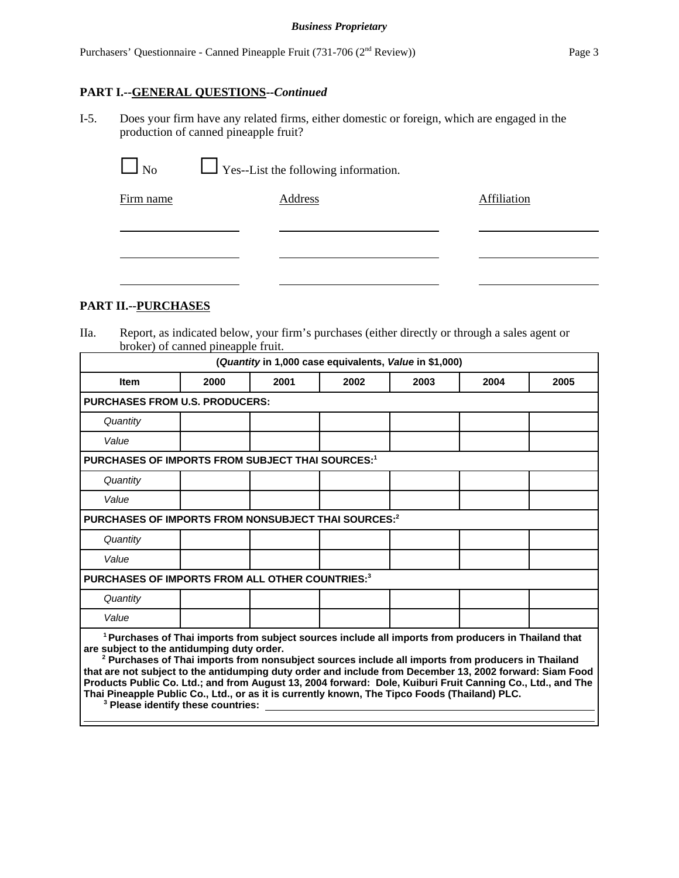## PART I.--GENERAL QUESTIONS--*Continued*

I-5. Does your firm have any related firms, either domestic or foreign, which are engaged in the production of canned pineapple fruit?

☐ No ☐ Yes--List the following information.

| Firm name | Address | Affiliation |
|---|---|---|
| | | |
| | | |
| | | |

## PART II.--PURCHASES

IIa. Report, as indicated below, your firm's purchases (either directly or through a sales agent or broker) of canned pineapple fruit.

| (*Quantity* in 1,000 case equivalents, *Value* in $1,000) | | | | | | |
|---|---|---|---|---|---|---|
| **Item** | **2000** | **2001** | **2002** | **2003** | **2004** | **2005** |
| **PURCHASES FROM U.S. PRODUCERS:** | | | | | | |
| *Quantity* | | | | | | |
| *Value* | | | | | | |
| **PURCHASES OF IMPORTS FROM SUBJECT THAI SOURCES:[1]** | | | | | | |
| *Quantity* | | | | | | |
| *Value* | | | | | | |
| **PURCHASES OF IMPORTS FROM NONSUBJECT THAI SOURCES:[2]** | | | | | | |
| *Quantity* | | | | | | |
| *Value* | | | | | | |
| **PURCHASES OF IMPORTS FROM ALL OTHER COUNTRIES:[3]** | | | | | | |
| *Quantity* | | | | | | |
| *Value* | | | | | | |

**[1] Purchases of Thai imports from subject sources include all imports from producers in Thailand that are subject to the antidumping duty order.**

**[2] Purchases of Thai imports from nonsubject sources include all imports from producers in Thailand that are not subject to the antidumping duty order and include from December 13, 2002 forward: Siam Food Products Public Co. Ltd.; and from August 13, 2004 forward: Dole, Kuiburi Fruit Canning Co., Ltd., and The Thai Pineapple Public Co., Ltd., or as it is currently known, The Tipco Foods (Thailand) PLC.**

**[3] Please identify these countries:** ________________________________________________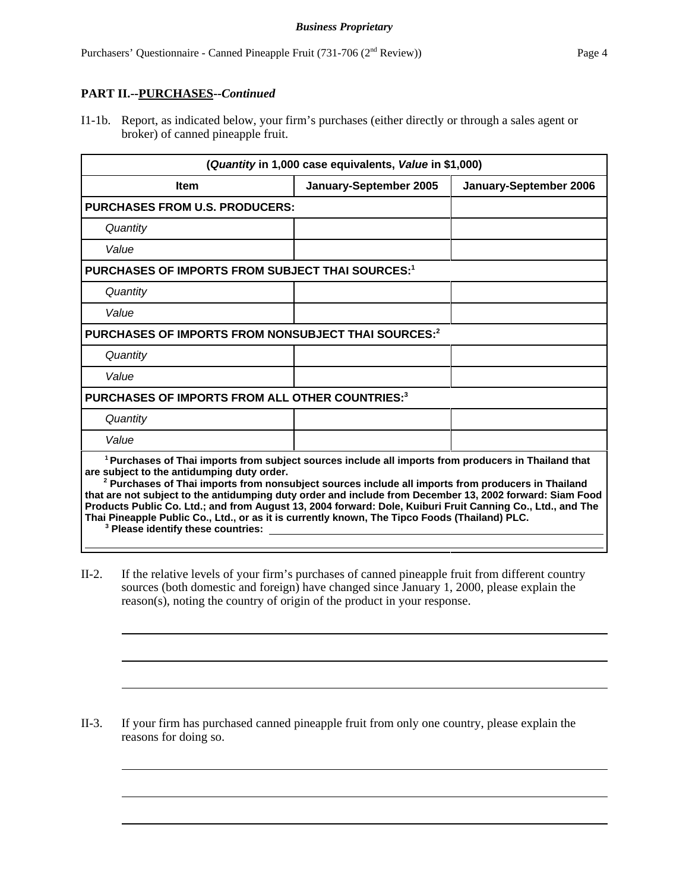**PART II.--PURCHASES--*Continued***

I1-1b. Report, as indicated below, your firm's purchases (either directly or through a sales agent or broker) of canned pineapple fruit.

| (*Quantity* in 1,000 case equivalents, *Value* in $1,000) | | |
|---|---|---|
| **Item** | **January-September 2005** | **January-September 2006** |
| **PURCHASES FROM U.S. PRODUCERS:** | | |
| *Quantity* | | |
| *Value* | | |
| **PURCHASES OF IMPORTS FROM SUBJECT THAI SOURCES:**[1] | | |
| *Quantity* | | |
| *Value* | | |
| **PURCHASES OF IMPORTS FROM NONSUBJECT THAI SOURCES:**[2] | | |
| *Quantity* | | |
| *Value* | | |
| **PURCHASES OF IMPORTS FROM ALL OTHER COUNTRIES:**[3] | | |
| *Quantity* | | |
| *Value* | | |

[1] **Purchases of Thai imports from subject sources include all imports from producers in Thailand that are subject to the antidumping duty order.**

[2] **Purchases of Thai imports from nonsubject sources include all imports from producers in Thailand that are not subject to the antidumping duty order and include from December 13, 2002 forward: Siam Food Products Public Co. Ltd.; and from August 13, 2004 forward: Dole, Kuiburi Fruit Canning Co., Ltd., and The Thai Pineapple Public Co., Ltd., or as it is currently known, The Tipco Foods (Thailand) PLC.**

[3] **Please identify these countries:** ______________________________

II-2. If the relative levels of your firm's purchases of canned pineapple fruit from different country sources (both domestic and foreign) have changed since January 1, 2000, please explain the reason(s), noting the country of origin of the product in your response.

______________________________

______________________________

______________________________

II-3. If your firm has purchased canned pineapple fruit from only one country, please explain the reasons for doing so.

______________________________

______________________________

______________________________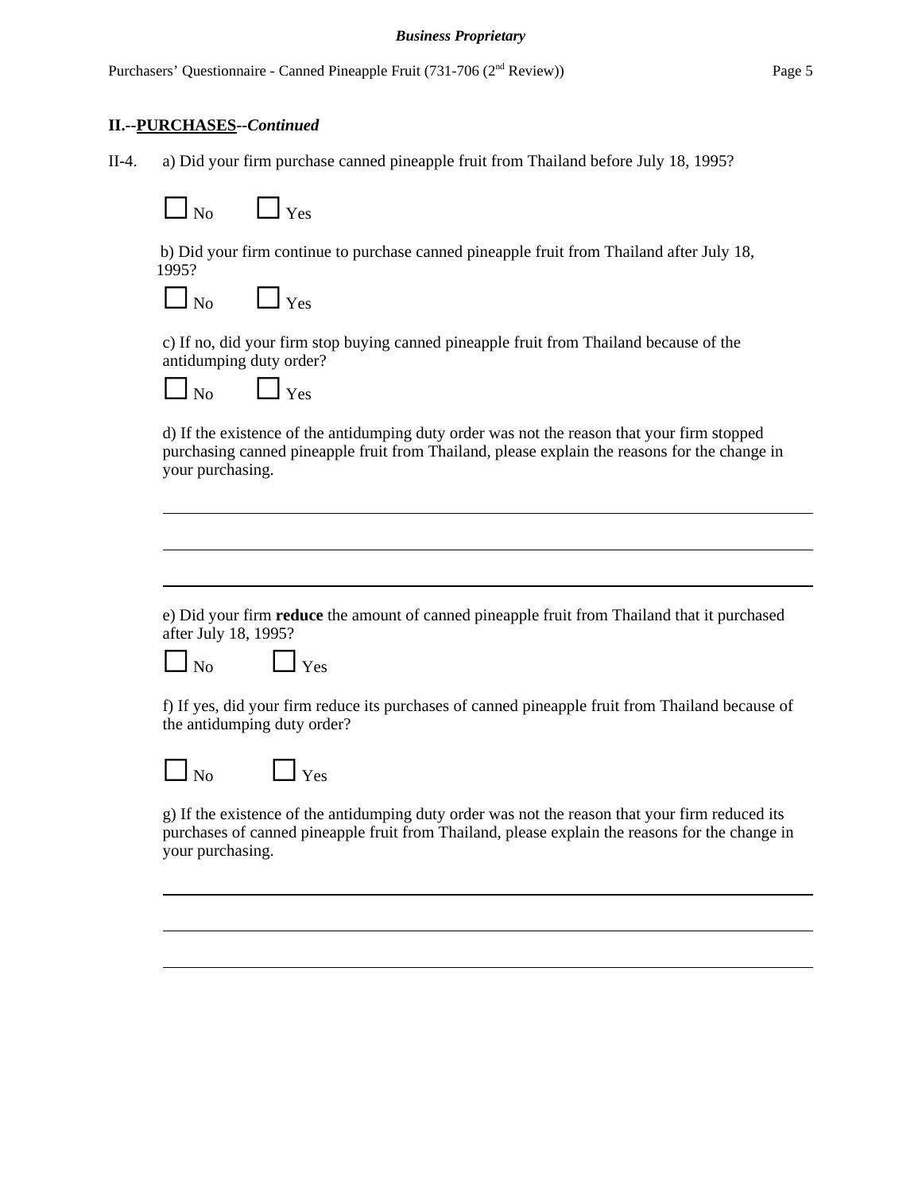**II.--PURCHASES--*Continued***

II-4. a) Did your firm purchase canned pineapple fruit from Thailand before July 18, 1995?

☐ No ☐ Yes

b) Did your firm continue to purchase canned pineapple fruit from Thailand after July 18, 1995?

☐ No ☐ Yes

c) If no, did your firm stop buying canned pineapple fruit from Thailand because of the antidumping duty order?

☐ No ☐ Yes

d) If the existence of the antidumping duty order was not the reason that your firm stopped purchasing canned pineapple fruit from Thailand, please explain the reasons for the change in your purchasing.

\_\_\_\_\_\_\_\_\_\_\_\_\_\_\_\_\_\_\_\_\_\_\_\_\_\_\_\_\_\_\_\_\_\_\_\_\_\_\_\_\_\_\_\_\_\_\_\_\_\_\_\_\_\_\_\_\_\_\_\_\_\_\_\_\_\_\_\_\_\_\_\_\_\_\_\_

\_\_\_\_\_\_\_\_\_\_\_\_\_\_\_\_\_\_\_\_\_\_\_\_\_\_\_\_\_\_\_\_\_\_\_\_\_\_\_\_\_\_\_\_\_\_\_\_\_\_\_\_\_\_\_\_\_\_\_\_\_\_\_\_\_\_\_\_\_\_\_\_\_\_\_\_

\_\_\_\_\_\_\_\_\_\_\_\_\_\_\_\_\_\_\_\_\_\_\_\_\_\_\_\_\_\_\_\_\_\_\_\_\_\_\_\_\_\_\_\_\_\_\_\_\_\_\_\_\_\_\_\_\_\_\_\_\_\_\_\_\_\_\_\_\_\_\_\_\_\_\_\_

e) Did your firm **reduce** the amount of canned pineapple fruit from Thailand that it purchased after July 18, 1995?

☐ No ☐ Yes

f) If yes, did your firm reduce its purchases of canned pineapple fruit from Thailand because of the antidumping duty order?

☐ No ☐ Yes

g) If the existence of the antidumping duty order was not the reason that your firm reduced its purchases of canned pineapple fruit from Thailand, please explain the reasons for the change in your purchasing.

\_\_\_\_\_\_\_\_\_\_\_\_\_\_\_\_\_\_\_\_\_\_\_\_\_\_\_\_\_\_\_\_\_\_\_\_\_\_\_\_\_\_\_\_\_\_\_\_\_\_\_\_\_\_\_\_\_\_\_\_\_\_\_\_\_\_\_\_\_\_\_\_\_\_\_\_

\_\_\_\_\_\_\_\_\_\_\_\_\_\_\_\_\_\_\_\_\_\_\_\_\_\_\_\_\_\_\_\_\_\_\_\_\_\_\_\_\_\_\_\_\_\_\_\_\_\_\_\_\_\_\_\_\_\_\_\_\_\_\_\_\_\_\_\_\_\_\_\_\_\_\_\_

\_\_\_\_\_\_\_\_\_\_\_\_\_\_\_\_\_\_\_\_\_\_\_\_\_\_\_\_\_\_\_\_\_\_\_\_\_\_\_\_\_\_\_\_\_\_\_\_\_\_\_\_\_\_\_\_\_\_\_\_\_\_\_\_\_\_\_\_\_\_\_\_\_\_\_\_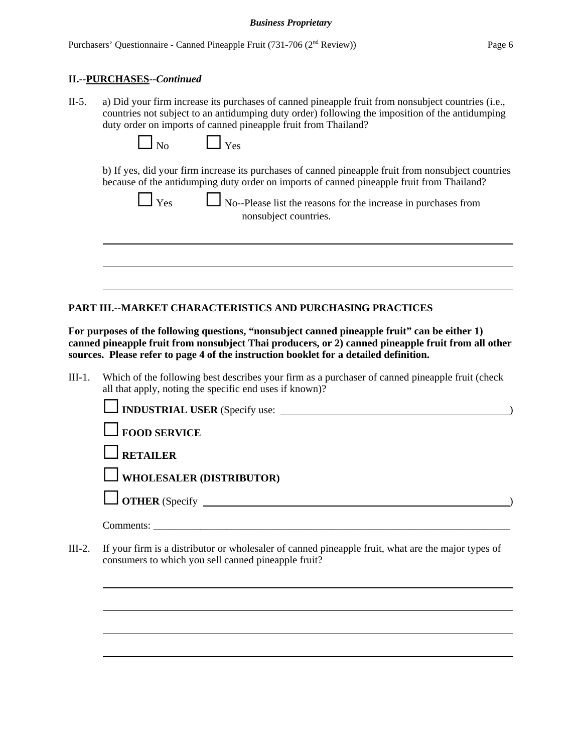**II.--PURCHASES--*Continued***

II-5. a) Did your firm increase its purchases of canned pineapple fruit from nonsubject countries (i.e., countries not subject to an antidumping duty order) following the imposition of the antidumping duty order on imports of canned pineapple fruit from Thailand?

☐ No ☐ Yes

b) If yes, did your firm increase its purchases of canned pineapple fruit from nonsubject countries because of the antidumping duty order on imports of canned pineapple fruit from Thailand?

☐ Yes ☐ No--Please list the reasons for the increase in purchases from nonsubject countries.

______________________________________________________________________

______________________________________________________________________

______________________________________________________________________

**PART III.--MARKET CHARACTERISTICS AND PURCHASING PRACTICES**

**For purposes of the following questions, "nonsubject canned pineapple fruit" can be either 1) canned pineapple fruit from nonsubject Thai producers, or 2) canned pineapple fruit from all other sources. Please refer to page 4 of the instruction booklet for a detailed definition.**

III-1. Which of the following best describes your firm as a purchaser of canned pineapple fruit (check all that apply, noting the specific end uses if known)?

☐ **INDUSTRIAL USER** (Specify use: ______________________________)

☐ **FOOD SERVICE**

☐ **RETAILER**

☐ **WHOLESALER (DISTRIBUTOR)**

☐ **OTHER** (Specify ______________________________)

Comments: ______________________________________________________________

III-2. If your firm is a distributor or wholesaler of canned pineapple fruit, what are the major types of consumers to which you sell canned pineapple fruit?

______________________________________________________________________

______________________________________________________________________

______________________________________________________________________

______________________________________________________________________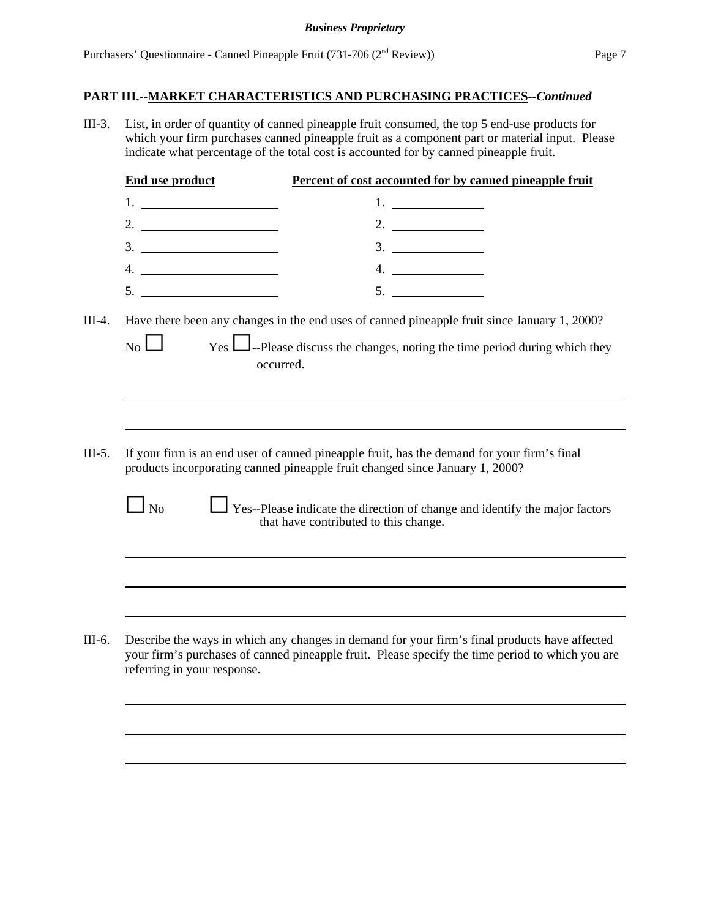## PART III.--MARKET CHARACTERISTICS AND PURCHASING PRACTICES--*Continued*

III-3. List, in order of quantity of canned pineapple fruit consumed, the top 5 end-use products for which your firm purchases canned pineapple fruit as a component part or material input. Please indicate what percentage of the total cost is accounted for by canned pineapple fruit.

| End use product | Percent of cost accounted for by canned pineapple fruit |
|---|---|
| 1. ______________ | 1. __________ |
| 2. ______________ | 2. __________ |
| 3. ______________ | 3. __________ |
| 4. ______________ | 4. __________ |
| 5. ______________ | 5. __________ |

III-4. Have there been any changes in the end uses of canned pineapple fruit since January 1, 2000?

No ☐ Yes ☐--Please discuss the changes, noting the time period during which they occurred.

______________________________________________________________________

______________________________________________________________________

III-5. If your firm is an end user of canned pineapple fruit, has the demand for your firm's final products incorporating canned pineapple fruit changed since January 1, 2000?

☐ No ☐ Yes--Please indicate the direction of change and identify the major factors that have contributed to this change.

______________________________________________________________________

______________________________________________________________________

______________________________________________________________________

III-6. Describe the ways in which any changes in demand for your firm's final products have affected your firm's purchases of canned pineapple fruit. Please specify the time period to which you are referring in your response.

______________________________________________________________________

______________________________________________________________________

______________________________________________________________________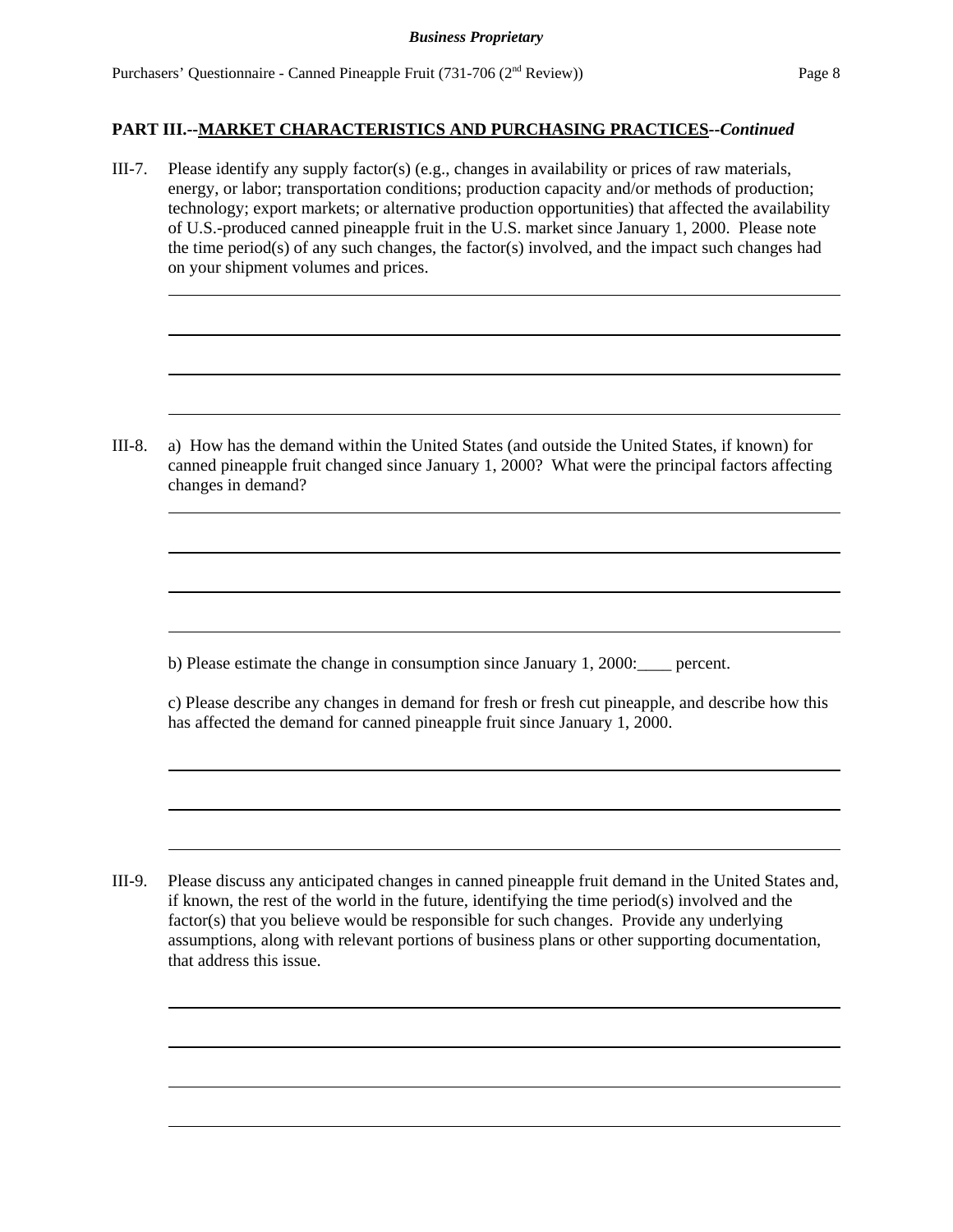## PART III.--MARKET CHARACTERISTICS AND PURCHASING PRACTICES--*Continued*

III-7. Please identify any supply factor(s) (e.g., changes in availability or prices of raw materials, energy, or labor; transportation conditions; production capacity and/or methods of production; technology; export markets; or alternative production opportunities) that affected the availability of U.S.-produced canned pineapple fruit in the U.S. market since January 1, 2000. Please note the time period(s) of any such changes, the factor(s) involved, and the impact such changes had on your shipment volumes and prices.

III-8. a) How has the demand within the United States (and outside the United States, if known) for canned pineapple fruit changed since January 1, 2000? What were the principal factors affecting changes in demand?

b) Please estimate the change in consumption since January 1, 2000:____ percent.

c) Please describe any changes in demand for fresh or fresh cut pineapple, and describe how this has affected the demand for canned pineapple fruit since January 1, 2000.

III-9. Please discuss any anticipated changes in canned pineapple fruit demand in the United States and, if known, the rest of the world in the future, identifying the time period(s) involved and the factor(s) that you believe would be responsible for such changes. Provide any underlying assumptions, along with relevant portions of business plans or other supporting documentation, that address this issue.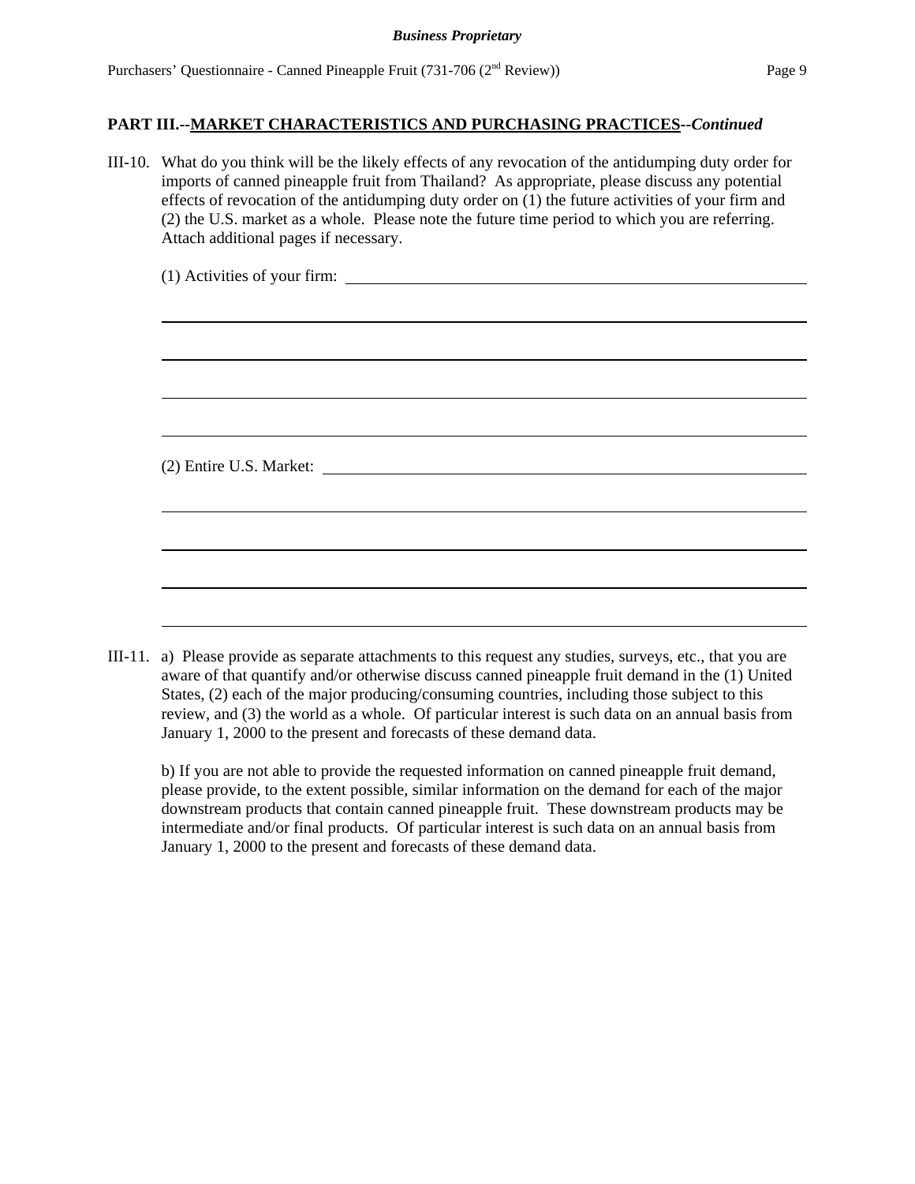**PART III.--MARKET CHARACTERISTICS AND PURCHASING PRACTICES--*Continued***

III-10. What do you think will be the likely effects of any revocation of the antidumping duty order for imports of canned pineapple fruit from Thailand? As appropriate, please discuss any potential effects of revocation of the antidumping duty order on (1) the future activities of your firm and (2) the U.S. market as a whole. Please note the future time period to which you are referring. Attach additional pages if necessary.

(1) Activities of your firm: ______________________________________________

______________________________________________

______________________________________________

______________________________________________

______________________________________________

(2) Entire U.S. Market: ______________________________________________

______________________________________________

______________________________________________

______________________________________________

______________________________________________

III-11. a) Please provide as separate attachments to this request any studies, surveys, etc., that you are aware of that quantify and/or otherwise discuss canned pineapple fruit demand in the (1) United States, (2) each of the major producing/consuming countries, including those subject to this review, and (3) the world as a whole. Of particular interest is such data on an annual basis from January 1, 2000 to the present and forecasts of these demand data.

b) If you are not able to provide the requested information on canned pineapple fruit demand, please provide, to the extent possible, similar information on the demand for each of the major downstream products that contain canned pineapple fruit. These downstream products may be intermediate and/or final products. Of particular interest is such data on an annual basis from January 1, 2000 to the present and forecasts of these demand data.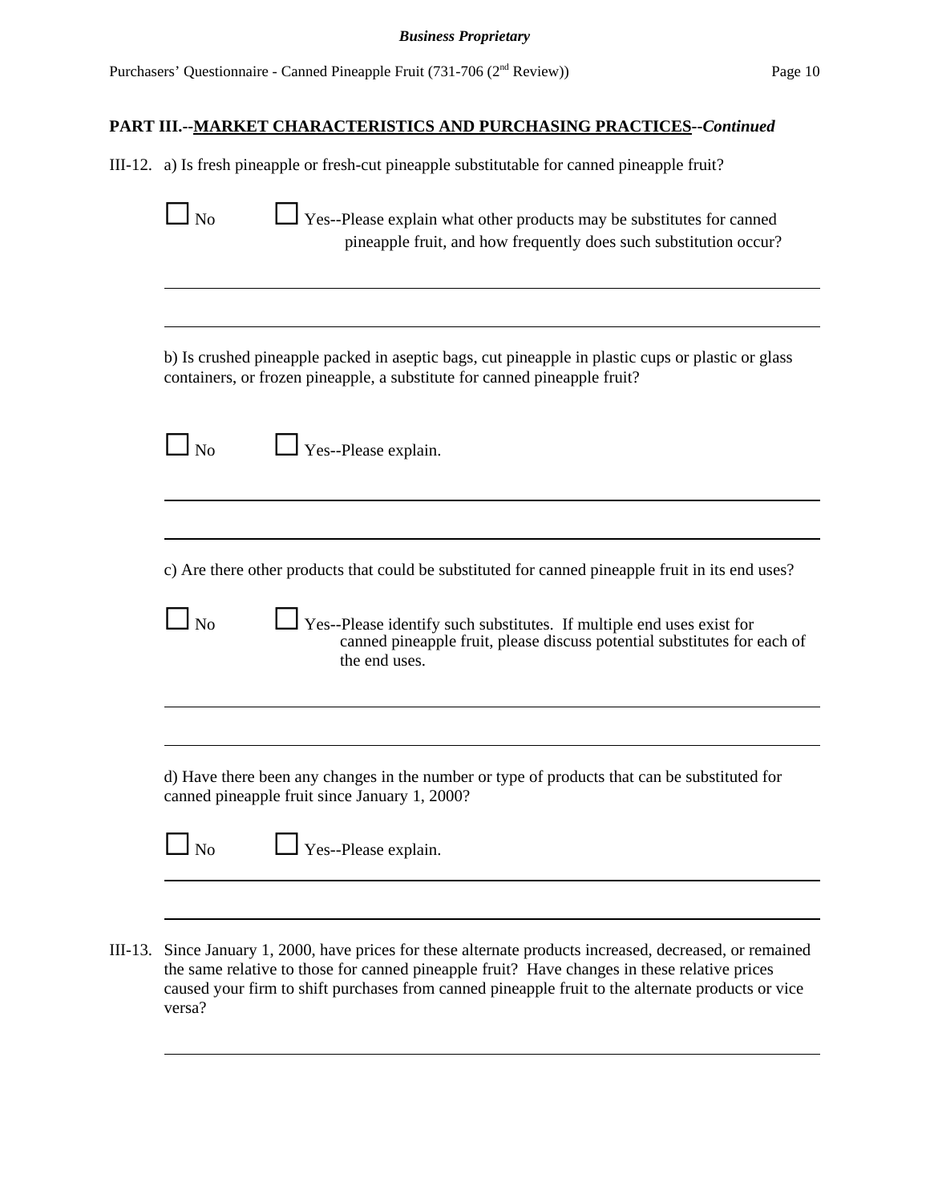## PART III.--MARKET CHARACTERISTICS AND PURCHASING PRACTICES--*Continued*

III-12. a) Is fresh pineapple or fresh-cut pineapple substitutable for canned pineapple fruit?

☐ No ☐ Yes--Please explain what other products may be substitutes for canned pineapple fruit, and how frequently does such substitution occur?

______________________________________________________________________

______________________________________________________________________

b) Is crushed pineapple packed in aseptic bags, cut pineapple in plastic cups or plastic or glass containers, or frozen pineapple, a substitute for canned pineapple fruit?

☐ No ☐ Yes--Please explain.

______________________________________________________________________

______________________________________________________________________

c) Are there other products that could be substituted for canned pineapple fruit in its end uses?

☐ No ☐ Yes--Please identify such substitutes. If multiple end uses exist for canned pineapple fruit, please discuss potential substitutes for each of the end uses.

______________________________________________________________________

______________________________________________________________________

d) Have there been any changes in the number or type of products that can be substituted for canned pineapple fruit since January 1, 2000?

☐ No ☐ Yes--Please explain.

______________________________________________________________________

______________________________________________________________________

III-13. Since January 1, 2000, have prices for these alternate products increased, decreased, or remained the same relative to those for canned pineapple fruit? Have changes in these relative prices caused your firm to shift purchases from canned pineapple fruit to the alternate products or vice versa?

______________________________________________________________________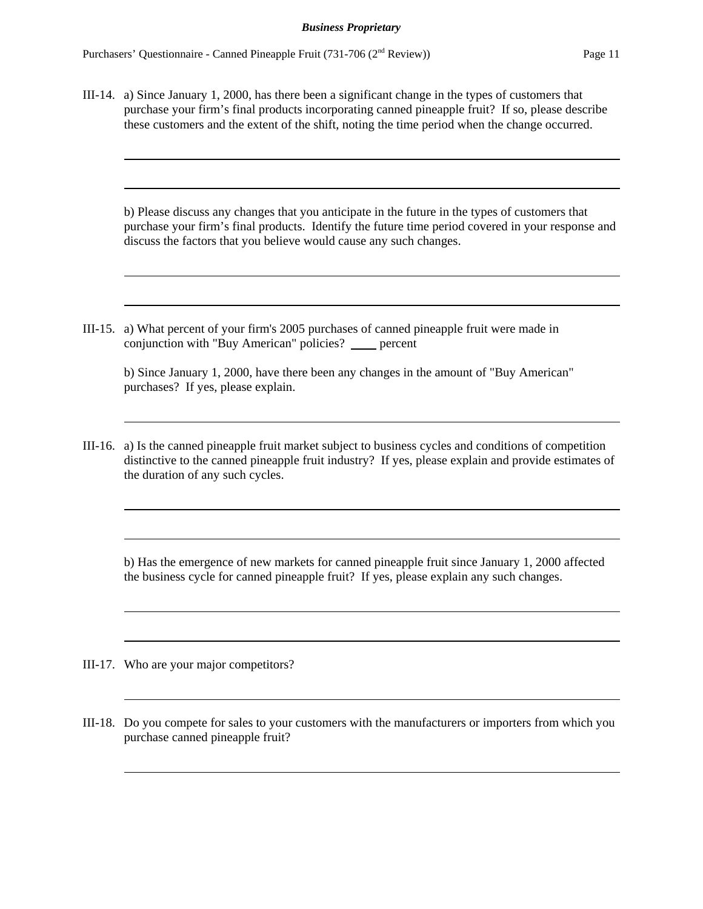III-14. a) Since January 1, 2000, has there been a significant change in the types of customers that purchase your firm's final products incorporating canned pineapple fruit? If so, please describe these customers and the extent of the shift, noting the time period when the change occurred.

\_\_\_\_\_\_\_\_\_\_\_\_\_\_\_\_\_\_\_\_\_\_\_\_\_\_\_\_\_\_\_\_\_\_\_\_\_\_\_\_\_\_\_\_\_\_\_\_\_\_\_\_\_\_\_\_\_\_\_\_\_\_\_\_\_\_\_\_\_\_\_\_

\_\_\_\_\_\_\_\_\_\_\_\_\_\_\_\_\_\_\_\_\_\_\_\_\_\_\_\_\_\_\_\_\_\_\_\_\_\_\_\_\_\_\_\_\_\_\_\_\_\_\_\_\_\_\_\_\_\_\_\_\_\_\_\_\_\_\_\_\_\_\_\_

b) Please discuss any changes that you anticipate in the future in the types of customers that purchase your firm's final products. Identify the future time period covered in your response and discuss the factors that you believe would cause any such changes.

\_\_\_\_\_\_\_\_\_\_\_\_\_\_\_\_\_\_\_\_\_\_\_\_\_\_\_\_\_\_\_\_\_\_\_\_\_\_\_\_\_\_\_\_\_\_\_\_\_\_\_\_\_\_\_\_\_\_\_\_\_\_\_\_\_\_\_\_\_\_\_\_

\_\_\_\_\_\_\_\_\_\_\_\_\_\_\_\_\_\_\_\_\_\_\_\_\_\_\_\_\_\_\_\_\_\_\_\_\_\_\_\_\_\_\_\_\_\_\_\_\_\_\_\_\_\_\_\_\_\_\_\_\_\_\_\_\_\_\_\_\_\_\_\_

III-15. a) What percent of your firm's 2005 purchases of canned pineapple fruit were made in conjunction with "Buy American" policies? \_\_\_\_ percent

b) Since January 1, 2000, have there been any changes in the amount of "Buy American" purchases? If yes, please explain.

\_\_\_\_\_\_\_\_\_\_\_\_\_\_\_\_\_\_\_\_\_\_\_\_\_\_\_\_\_\_\_\_\_\_\_\_\_\_\_\_\_\_\_\_\_\_\_\_\_\_\_\_\_\_\_\_\_\_\_\_\_\_\_\_\_\_\_\_\_\_\_\_

III-16. a) Is the canned pineapple fruit market subject to business cycles and conditions of competition distinctive to the canned pineapple fruit industry? If yes, please explain and provide estimates of the duration of any such cycles.

\_\_\_\_\_\_\_\_\_\_\_\_\_\_\_\_\_\_\_\_\_\_\_\_\_\_\_\_\_\_\_\_\_\_\_\_\_\_\_\_\_\_\_\_\_\_\_\_\_\_\_\_\_\_\_\_\_\_\_\_\_\_\_\_\_\_\_\_\_\_\_\_

\_\_\_\_\_\_\_\_\_\_\_\_\_\_\_\_\_\_\_\_\_\_\_\_\_\_\_\_\_\_\_\_\_\_\_\_\_\_\_\_\_\_\_\_\_\_\_\_\_\_\_\_\_\_\_\_\_\_\_\_\_\_\_\_\_\_\_\_\_\_\_\_

b) Has the emergence of new markets for canned pineapple fruit since January 1, 2000 affected the business cycle for canned pineapple fruit? If yes, please explain any such changes.

\_\_\_\_\_\_\_\_\_\_\_\_\_\_\_\_\_\_\_\_\_\_\_\_\_\_\_\_\_\_\_\_\_\_\_\_\_\_\_\_\_\_\_\_\_\_\_\_\_\_\_\_\_\_\_\_\_\_\_\_\_\_\_\_\_\_\_\_\_\_\_\_

\_\_\_\_\_\_\_\_\_\_\_\_\_\_\_\_\_\_\_\_\_\_\_\_\_\_\_\_\_\_\_\_\_\_\_\_\_\_\_\_\_\_\_\_\_\_\_\_\_\_\_\_\_\_\_\_\_\_\_\_\_\_\_\_\_\_\_\_\_\_\_\_

III-17. Who are your major competitors?

\_\_\_\_\_\_\_\_\_\_\_\_\_\_\_\_\_\_\_\_\_\_\_\_\_\_\_\_\_\_\_\_\_\_\_\_\_\_\_\_\_\_\_\_\_\_\_\_\_\_\_\_\_\_\_\_\_\_\_\_\_\_\_\_\_\_\_\_\_\_\_\_

III-18. Do you compete for sales to your customers with the manufacturers or importers from which you purchase canned pineapple fruit?

\_\_\_\_\_\_\_\_\_\_\_\_\_\_\_\_\_\_\_\_\_\_\_\_\_\_\_\_\_\_\_\_\_\_\_\_\_\_\_\_\_\_\_\_\_\_\_\_\_\_\_\_\_\_\_\_\_\_\_\_\_\_\_\_\_\_\_\_\_\_\_\_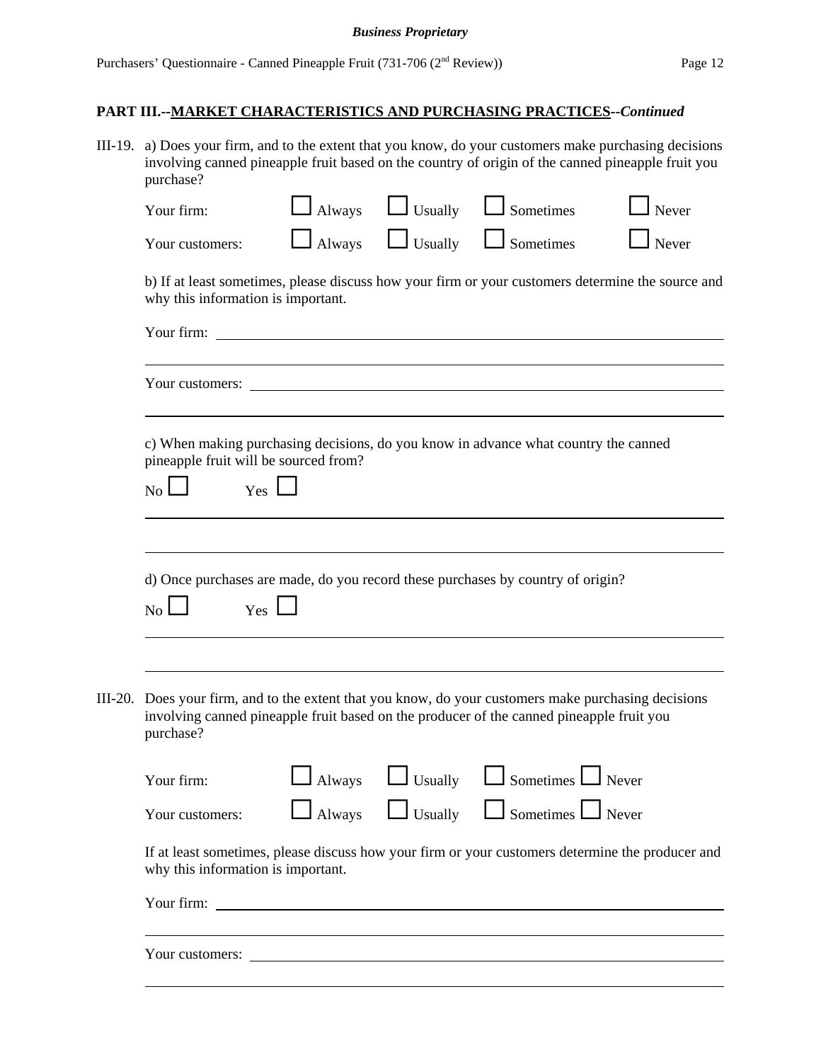## PART III.--MARKET CHARACTERISTICS AND PURCHASING PRACTICES--*Continued*

III-19. a) Does your firm, and to the extent that you know, do your customers make purchasing decisions involving canned pineapple fruit based on the country of origin of the canned pineapple fruit you purchase?

Your firm: ☐ Always ☐ Usually ☐ Sometimes ☐ Never

Your customers: ☐ Always ☐ Usually ☐ Sometimes ☐ Never

b) If at least sometimes, please discuss how your firm or your customers determine the source and why this information is important.

Your firm: ______________________________________________

______________________________________________

Your customers: ______________________________________________

______________________________________________

c) When making purchasing decisions, do you know in advance what country the canned pineapple fruit will be sourced from?

No ☐ Yes ☐

______________________________________________

______________________________________________

d) Once purchases are made, do you record these purchases by country of origin?

No ☐ Yes ☐

______________________________________________

______________________________________________

III-20. Does your firm, and to the extent that you know, do your customers make purchasing decisions involving canned pineapple fruit based on the producer of the canned pineapple fruit you purchase?

Your firm: ☐ Always ☐ Usually ☐ Sometimes ☐ Never

Your customers: ☐ Always ☐ Usually ☐ Sometimes ☐ Never

If at least sometimes, please discuss how your firm or your customers determine the producer and why this information is important.

Your firm: ______________________________________________

______________________________________________

Your customers: ______________________________________________

______________________________________________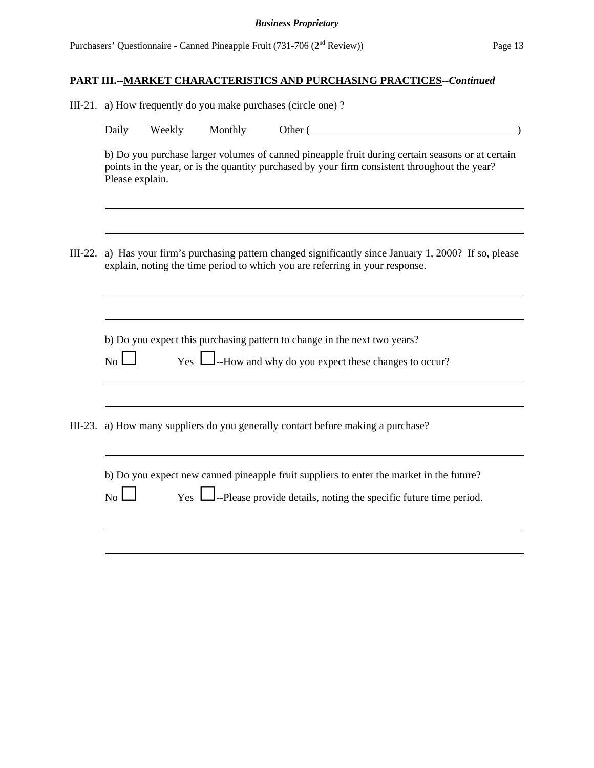## PART III.--MARKET CHARACTERISTICS AND PURCHASING PRACTICES--*Continued*

III-21. a) How frequently do you make purchases (circle one) ?

Daily Weekly Monthly Other (______________________________)

b) Do you purchase larger volumes of canned pineapple fruit during certain seasons or at certain points in the year, or is the quantity purchased by your firm consistent throughout the year? Please explain.

______________________________________________________________________

______________________________________________________________________

III-22. a) Has your firm's purchasing pattern changed significantly since January 1, 2000? If so, please explain, noting the time period to which you are referring in your response.

______________________________________________________________________

______________________________________________________________________

b) Do you expect this purchasing pattern to change in the next two years?

No ☐ Yes ☐--How and why do you expect these changes to occur?

______________________________________________________________________

______________________________________________________________________

III-23. a) How many suppliers do you generally contact before making a purchase?

______________________________________________________________________

b) Do you expect new canned pineapple fruit suppliers to enter the market in the future?

No ☐ Yes ☐--Please provide details, noting the specific future time period.

______________________________________________________________________

______________________________________________________________________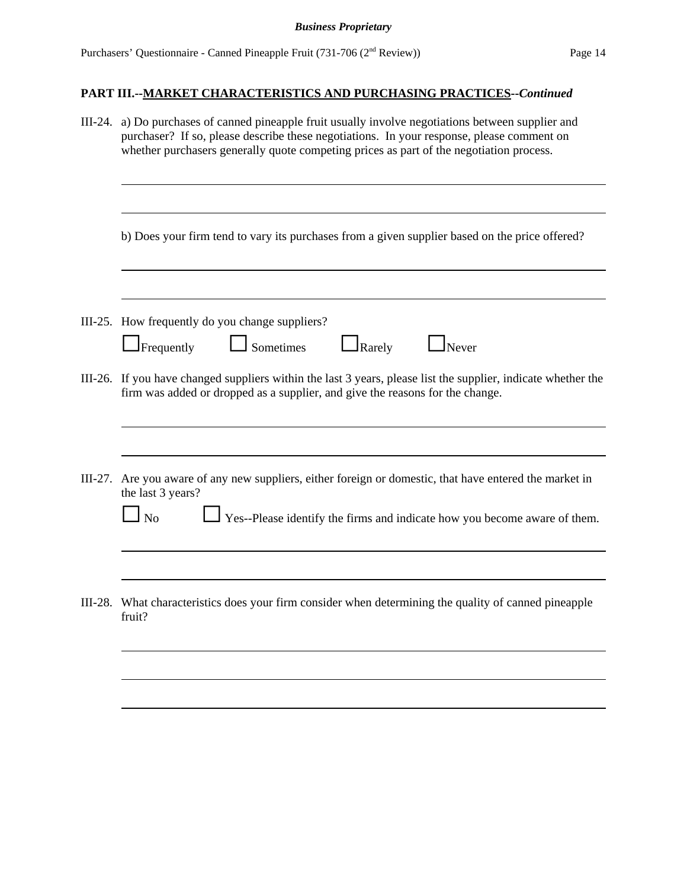## PART III.--MARKET CHARACTERISTICS AND PURCHASING PRACTICES--*Continued*

III-24. a) Do purchases of canned pineapple fruit usually involve negotiations between supplier and purchaser? If so, please describe these negotiations. In your response, please comment on whether purchasers generally quote competing prices as part of the negotiation process.

\_\_\_\_\_\_\_\_\_\_\_\_\_\_\_\_\_\_\_\_\_\_\_\_\_\_\_\_\_\_\_\_\_\_\_\_\_\_\_\_\_\_\_\_\_\_\_\_\_\_\_\_\_\_\_\_\_\_\_\_\_\_\_\_\_\_\_\_\_\_\_\_

\_\_\_\_\_\_\_\_\_\_\_\_\_\_\_\_\_\_\_\_\_\_\_\_\_\_\_\_\_\_\_\_\_\_\_\_\_\_\_\_\_\_\_\_\_\_\_\_\_\_\_\_\_\_\_\_\_\_\_\_\_\_\_\_\_\_\_\_\_\_\_\_

b) Does your firm tend to vary its purchases from a given supplier based on the price offered?

\_\_\_\_\_\_\_\_\_\_\_\_\_\_\_\_\_\_\_\_\_\_\_\_\_\_\_\_\_\_\_\_\_\_\_\_\_\_\_\_\_\_\_\_\_\_\_\_\_\_\_\_\_\_\_\_\_\_\_\_\_\_\_\_\_\_\_\_\_\_\_\_

\_\_\_\_\_\_\_\_\_\_\_\_\_\_\_\_\_\_\_\_\_\_\_\_\_\_\_\_\_\_\_\_\_\_\_\_\_\_\_\_\_\_\_\_\_\_\_\_\_\_\_\_\_\_\_\_\_\_\_\_\_\_\_\_\_\_\_\_\_\_\_\_

III-25. How frequently do you change suppliers?

☐ Frequently ☐ Sometimes ☐ Rarely ☐ Never

III-26. If you have changed suppliers within the last 3 years, please list the supplier, indicate whether the firm was added or dropped as a supplier, and give the reasons for the change.

\_\_\_\_\_\_\_\_\_\_\_\_\_\_\_\_\_\_\_\_\_\_\_\_\_\_\_\_\_\_\_\_\_\_\_\_\_\_\_\_\_\_\_\_\_\_\_\_\_\_\_\_\_\_\_\_\_\_\_\_\_\_\_\_\_\_\_\_\_\_\_\_

\_\_\_\_\_\_\_\_\_\_\_\_\_\_\_\_\_\_\_\_\_\_\_\_\_\_\_\_\_\_\_\_\_\_\_\_\_\_\_\_\_\_\_\_\_\_\_\_\_\_\_\_\_\_\_\_\_\_\_\_\_\_\_\_\_\_\_\_\_\_\_\_

III-27. Are you aware of any new suppliers, either foreign or domestic, that have entered the market in the last 3 years?

☐ No ☐ Yes--Please identify the firms and indicate how you become aware of them.

\_\_\_\_\_\_\_\_\_\_\_\_\_\_\_\_\_\_\_\_\_\_\_\_\_\_\_\_\_\_\_\_\_\_\_\_\_\_\_\_\_\_\_\_\_\_\_\_\_\_\_\_\_\_\_\_\_\_\_\_\_\_\_\_\_\_\_\_\_\_\_\_

\_\_\_\_\_\_\_\_\_\_\_\_\_\_\_\_\_\_\_\_\_\_\_\_\_\_\_\_\_\_\_\_\_\_\_\_\_\_\_\_\_\_\_\_\_\_\_\_\_\_\_\_\_\_\_\_\_\_\_\_\_\_\_\_\_\_\_\_\_\_\_\_

III-28. What characteristics does your firm consider when determining the quality of canned pineapple fruit?

\_\_\_\_\_\_\_\_\_\_\_\_\_\_\_\_\_\_\_\_\_\_\_\_\_\_\_\_\_\_\_\_\_\_\_\_\_\_\_\_\_\_\_\_\_\_\_\_\_\_\_\_\_\_\_\_\_\_\_\_\_\_\_\_\_\_\_\_\_\_\_\_

\_\_\_\_\_\_\_\_\_\_\_\_\_\_\_\_\_\_\_\_\_\_\_\_\_\_\_\_\_\_\_\_\_\_\_\_\_\_\_\_\_\_\_\_\_\_\_\_\_\_\_\_\_\_\_\_\_\_\_\_\_\_\_\_\_\_\_\_\_\_\_\_

\_\_\_\_\_\_\_\_\_\_\_\_\_\_\_\_\_\_\_\_\_\_\_\_\_\_\_\_\_\_\_\_\_\_\_\_\_\_\_\_\_\_\_\_\_\_\_\_\_\_\_\_\_\_\_\_\_\_\_\_\_\_\_\_\_\_\_\_\_\_\_\_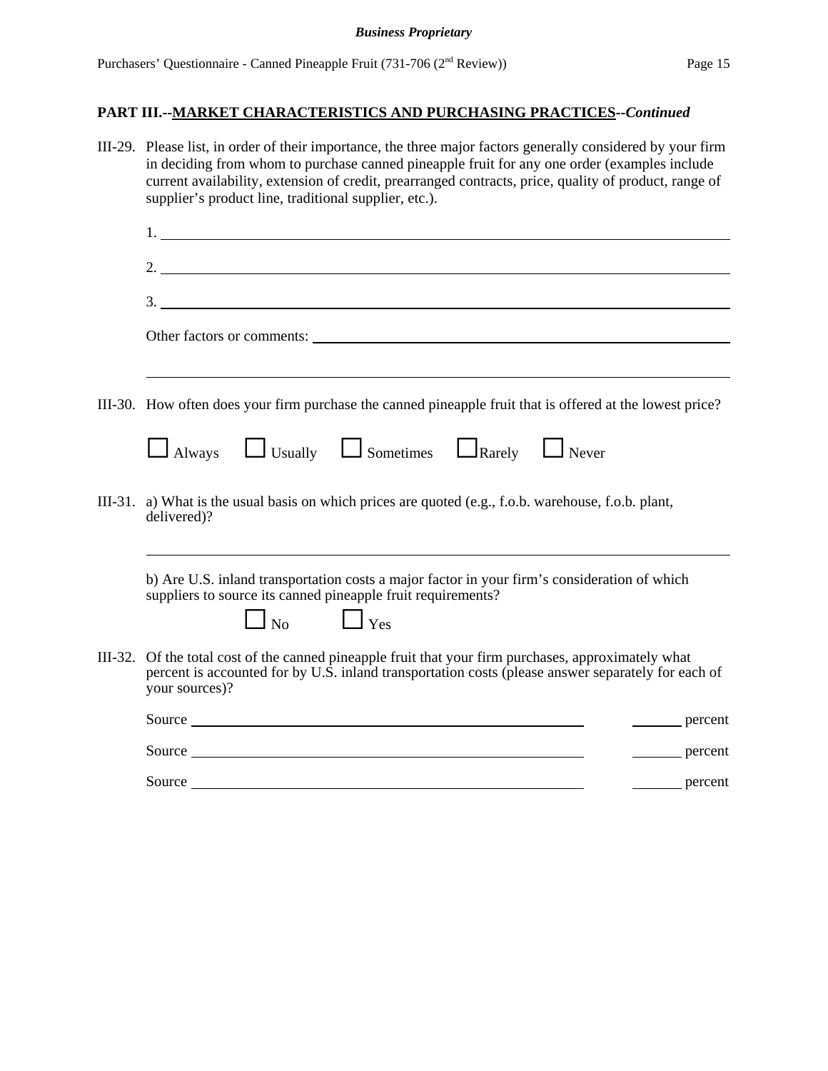## PART III.--MARKET CHARACTERISTICS AND PURCHASING PRACTICES--*Continued*

III-29. Please list, in order of their importance, the three major factors generally considered by your firm in deciding from whom to purchase canned pineapple fruit for any one order (examples include current availability, extension of credit, prearranged contracts, price, quality of product, range of supplier's product line, traditional supplier, etc.).

1. ______________________________

2. ______________________________

3. ______________________________

Other factors or comments: ______________________________

______________________________

III-30. How often does your firm purchase the canned pineapple fruit that is offered at the lowest price?

☐ Always ☐ Usually ☐ Sometimes ☐ Rarely ☐ Never

III-31. a) What is the usual basis on which prices are quoted (e.g., f.o.b. warehouse, f.o.b. plant, delivered)?

______________________________

b) Are U.S. inland transportation costs a major factor in your firm's consideration of which suppliers to source its canned pineapple fruit requirements?

☐ No ☐ Yes

III-32. Of the total cost of the canned pineapple fruit that your firm purchases, approximately what percent is accounted for by U.S. inland transportation costs (please answer separately for each of your sources)?

Source ______________________________ ______ percent

Source ______________________________ ______ percent

Source ______________________________ ______ percent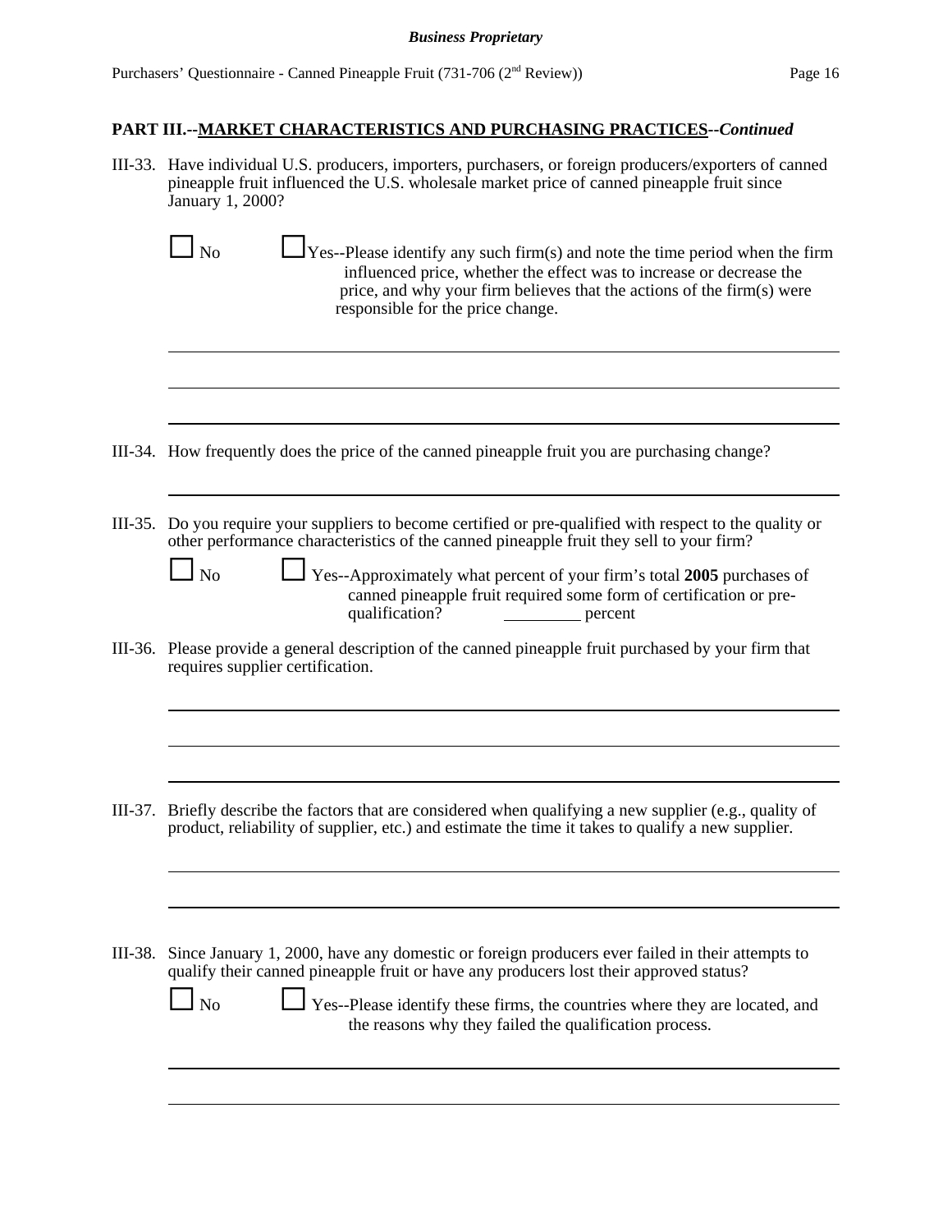## PART III.--MARKET CHARACTERISTICS AND PURCHASING PRACTICES--*Continued*

III-33. Have individual U.S. producers, importers, purchasers, or foreign producers/exporters of canned pineapple fruit influenced the U.S. wholesale market price of canned pineapple fruit since January 1, 2000?

☐ No ☐ Yes--Please identify any such firm(s) and note the time period when the firm influenced price, whether the effect was to increase or decrease the price, and why your firm believes that the actions of the firm(s) were responsible for the price change.

______________________________________________________________________

______________________________________________________________________

______________________________________________________________________

III-34. How frequently does the price of the canned pineapple fruit you are purchasing change?

______________________________________________________________________

III-35. Do you require your suppliers to become certified or pre-qualified with respect to the quality or other performance characteristics of the canned pineapple fruit they sell to your firm?

☐ No ☐ Yes--Approximately what percent of your firm's total **2005** purchases of canned pineapple fruit required some form of certification or pre-qualification? _________ percent

III-36. Please provide a general description of the canned pineapple fruit purchased by your firm that requires supplier certification.

______________________________________________________________________

______________________________________________________________________

______________________________________________________________________

III-37. Briefly describe the factors that are considered when qualifying a new supplier (e.g., quality of product, reliability of supplier, etc.) and estimate the time it takes to qualify a new supplier.

______________________________________________________________________

______________________________________________________________________

III-38. Since January 1, 2000, have any domestic or foreign producers ever failed in their attempts to qualify their canned pineapple fruit or have any producers lost their approved status?

☐ No ☐ Yes--Please identify these firms, the countries where they are located, and the reasons why they failed the qualification process.

______________________________________________________________________

______________________________________________________________________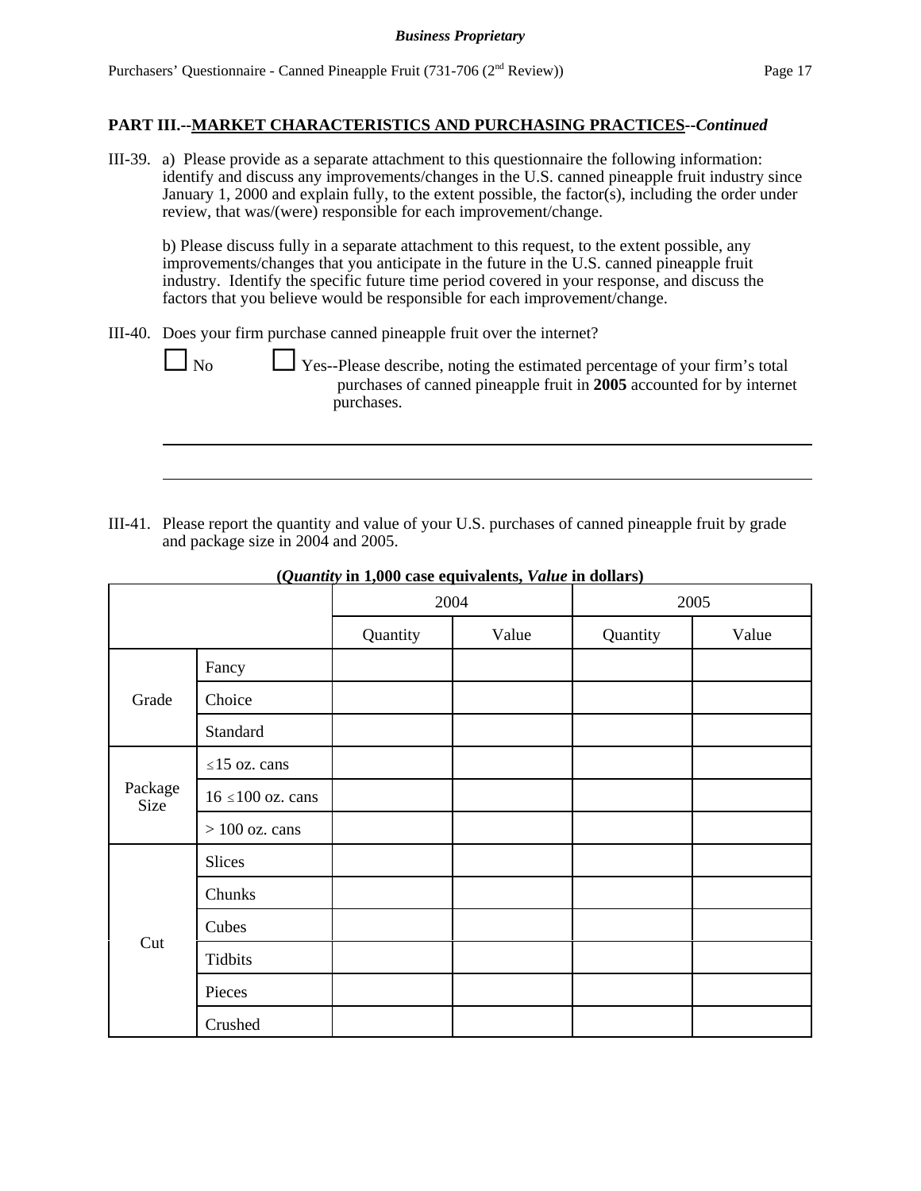## PART III.--MARKET CHARACTERISTICS AND PURCHASING PRACTICES--*Continued*

III-39. a) Please provide as a separate attachment to this questionnaire the following information: identify and discuss any improvements/changes in the U.S. canned pineapple fruit industry since January 1, 2000 and explain fully, to the extent possible, the factor(s), including the order under review, that was/(were) responsible for each improvement/change.

b) Please discuss fully in a separate attachment to this request, to the extent possible, any improvements/changes that you anticipate in the future in the U.S. canned pineapple fruit industry. Identify the specific future time period covered in your response, and discuss the factors that you believe would be responsible for each improvement/change.

III-40. Does your firm purchase canned pineapple fruit over the internet?

☐ No ☐ Yes--Please describe, noting the estimated percentage of your firm's total purchases of canned pineapple fruit in **2005** accounted for by internet purchases.

_______________________________________________________________________________

_______________________________________________________________________________

III-41. Please report the quantity and value of your U.S. purchases of canned pineapple fruit by grade and package size in 2004 and 2005.

**(*Quantity* in 1,000 case equivalents, *Value* in dollars)**

| | | 2004 | | 2005 | |
|---|---|---|---|---|---|
| | | Quantity | Value | Quantity | Value |
| Grade | Fancy | | | | |
| | Choice | | | | |
| | Standard | | | | |
| Package Size | ≤15 oz. cans | | | | |
| | 16 ≤100 oz. cans | | | | |
| | > 100 oz. cans | | | | |
| Cut | Slices | | | | |
| | Chunks | | | | |
| | Cubes | | | | |
| | Tidbits | | | | |
| | Pieces | | | | |
| | Crushed | | | | |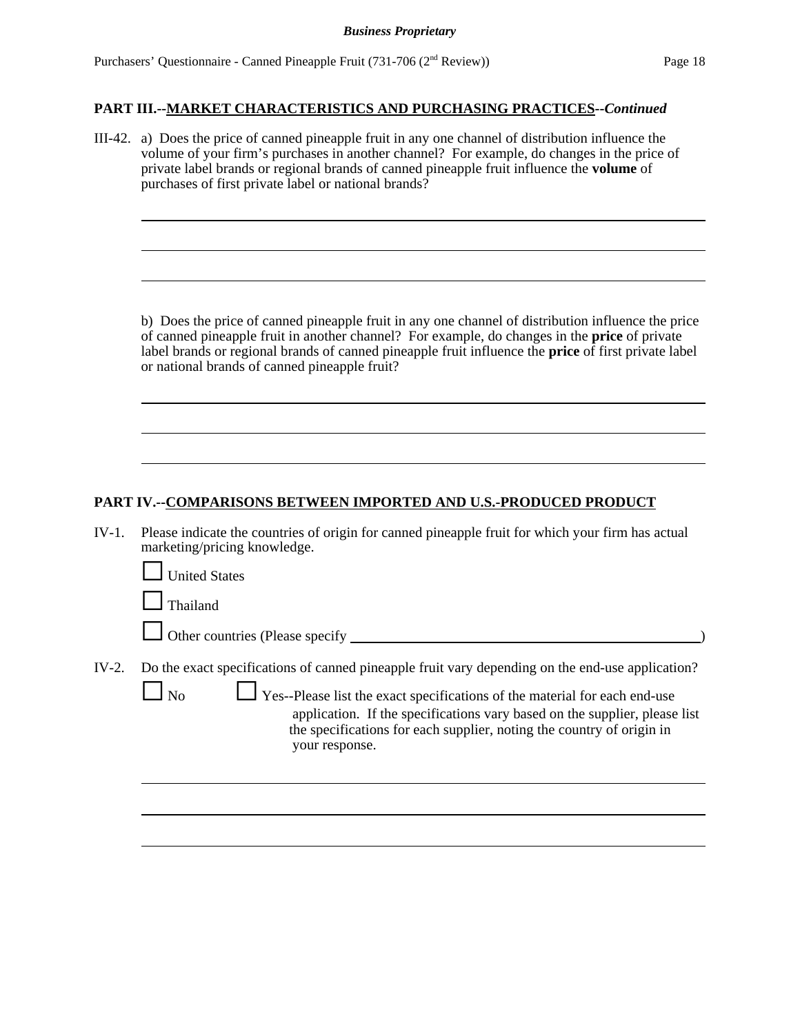## PART III.--MARKET CHARACTERISTICS AND PURCHASING PRACTICES--*Continued*

III-42. a) Does the price of canned pineapple fruit in any one channel of distribution influence the volume of your firm's purchases in another channel? For example, do changes in the price of private label brands or regional brands of canned pineapple fruit influence the **volume** of purchases of first private label or national brands?

\_\_\_\_\_\_\_\_\_\_\_\_\_\_\_\_\_\_\_\_\_\_\_\_\_\_\_\_\_\_\_\_\_\_\_\_\_\_\_\_\_\_\_\_\_\_\_\_\_\_\_\_\_\_\_\_\_\_\_\_\_\_\_\_\_\_\_\_\_\_\_\_

\_\_\_\_\_\_\_\_\_\_\_\_\_\_\_\_\_\_\_\_\_\_\_\_\_\_\_\_\_\_\_\_\_\_\_\_\_\_\_\_\_\_\_\_\_\_\_\_\_\_\_\_\_\_\_\_\_\_\_\_\_\_\_\_\_\_\_\_\_\_\_\_

\_\_\_\_\_\_\_\_\_\_\_\_\_\_\_\_\_\_\_\_\_\_\_\_\_\_\_\_\_\_\_\_\_\_\_\_\_\_\_\_\_\_\_\_\_\_\_\_\_\_\_\_\_\_\_\_\_\_\_\_\_\_\_\_\_\_\_\_\_\_\_\_

b) Does the price of canned pineapple fruit in any one channel of distribution influence the price of canned pineapple fruit in another channel? For example, do changes in the **price** of private label brands or regional brands of canned pineapple fruit influence the **price** of first private label or national brands of canned pineapple fruit?

\_\_\_\_\_\_\_\_\_\_\_\_\_\_\_\_\_\_\_\_\_\_\_\_\_\_\_\_\_\_\_\_\_\_\_\_\_\_\_\_\_\_\_\_\_\_\_\_\_\_\_\_\_\_\_\_\_\_\_\_\_\_\_\_\_\_\_\_\_\_\_\_

\_\_\_\_\_\_\_\_\_\_\_\_\_\_\_\_\_\_\_\_\_\_\_\_\_\_\_\_\_\_\_\_\_\_\_\_\_\_\_\_\_\_\_\_\_\_\_\_\_\_\_\_\_\_\_\_\_\_\_\_\_\_\_\_\_\_\_\_\_\_\_\_

\_\_\_\_\_\_\_\_\_\_\_\_\_\_\_\_\_\_\_\_\_\_\_\_\_\_\_\_\_\_\_\_\_\_\_\_\_\_\_\_\_\_\_\_\_\_\_\_\_\_\_\_\_\_\_\_\_\_\_\_\_\_\_\_\_\_\_\_\_\_\_\_

## PART IV.--COMPARISONS BETWEEN IMPORTED AND U.S.-PRODUCED PRODUCT

IV-1. Please indicate the countries of origin for canned pineapple fruit for which your firm has actual marketing/pricing knowledge.

☐ United States

☐ Thailand

☐ Other countries (Please specify \_\_\_\_\_\_\_\_\_\_\_\_\_\_\_\_\_\_\_\_\_\_\_\_\_\_\_\_\_\_\_\_\_\_\_\_\_\_\_\_)

IV-2. Do the exact specifications of canned pineapple fruit vary depending on the end-use application?

☐ No ☐ Yes--Please list the exact specifications of the material for each end-use application. If the specifications vary based on the supplier, please list the specifications for each supplier, noting the country of origin in your response.

\_\_\_\_\_\_\_\_\_\_\_\_\_\_\_\_\_\_\_\_\_\_\_\_\_\_\_\_\_\_\_\_\_\_\_\_\_\_\_\_\_\_\_\_\_\_\_\_\_\_\_\_\_\_\_\_\_\_\_\_\_\_\_\_\_\_\_\_\_\_\_\_

\_\_\_\_\_\_\_\_\_\_\_\_\_\_\_\_\_\_\_\_\_\_\_\_\_\_\_\_\_\_\_\_\_\_\_\_\_\_\_\_\_\_\_\_\_\_\_\_\_\_\_\_\_\_\_\_\_\_\_\_\_\_\_\_\_\_\_\_\_\_\_\_

\_\_\_\_\_\_\_\_\_\_\_\_\_\_\_\_\_\_\_\_\_\_\_\_\_\_\_\_\_\_\_\_\_\_\_\_\_\_\_\_\_\_\_\_\_\_\_\_\_\_\_\_\_\_\_\_\_\_\_\_\_\_\_\_\_\_\_\_\_\_\_\_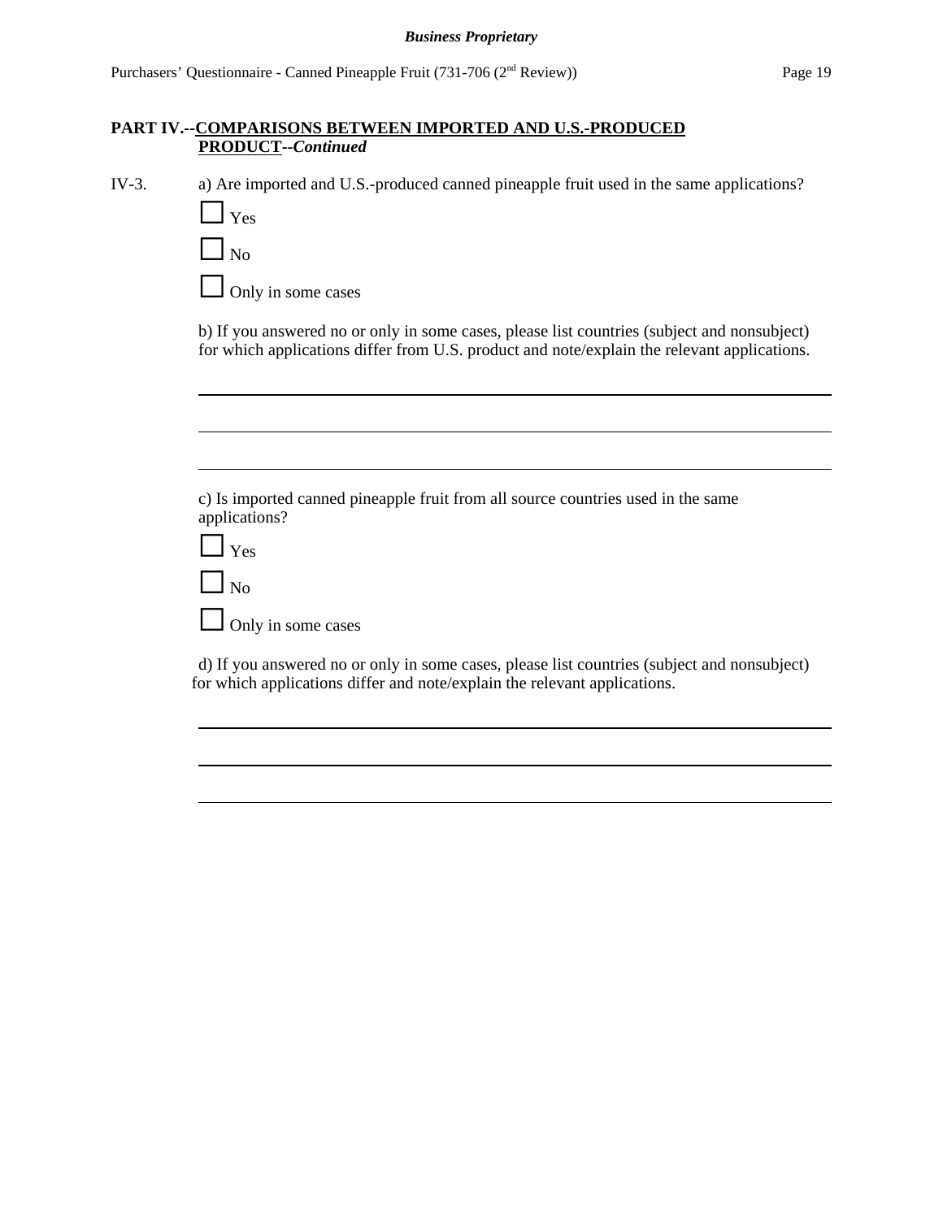**PART IV.--COMPARISONS BETWEEN IMPORTED AND U.S.-PRODUCED PRODUCT--*Continued***

IV-3. a) Are imported and U.S.-produced canned pineapple fruit used in the same applications?

☐ Yes

☐ No

☐ Only in some cases

b) If you answered no or only in some cases, please list countries (subject and nonsubject) for which applications differ from U.S. product and note/explain the relevant applications.

______________________________________________________________________

______________________________________________________________________

______________________________________________________________________

c) Is imported canned pineapple fruit from all source countries used in the same applications?

☐ Yes

☐ No

☐ Only in some cases

d) If you answered no or only in some cases, please list countries (subject and nonsubject) for which applications differ and note/explain the relevant applications.

______________________________________________________________________

______________________________________________________________________

______________________________________________________________________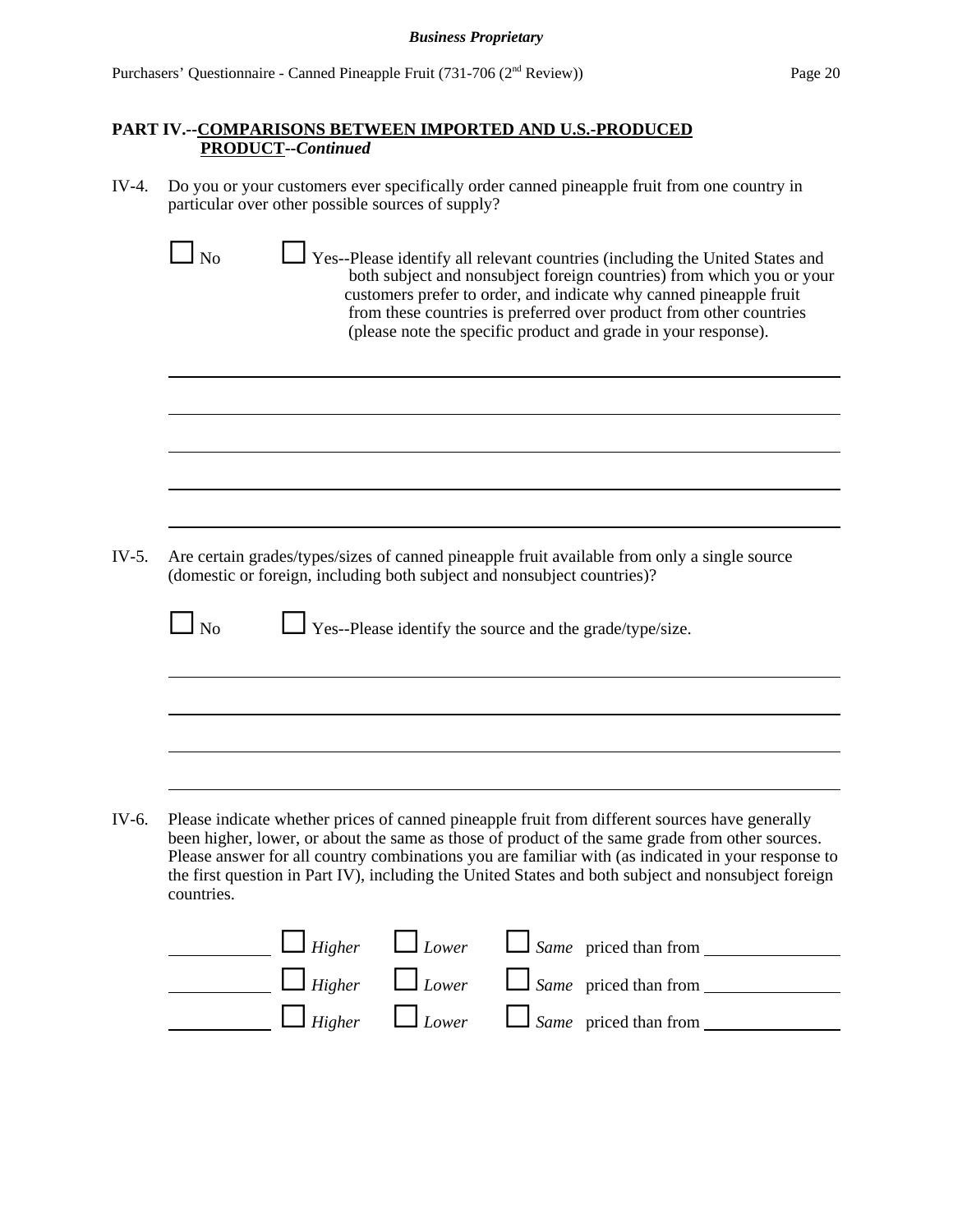## PART IV.--COMPARISONS BETWEEN IMPORTED AND U.S.-PRODUCED PRODUCT--*Continued*

IV-4. Do you or your customers ever specifically order canned pineapple fruit from one country in particular over other possible sources of supply?

☐ No ☐ Yes--Please identify all relevant countries (including the United States and both subject and nonsubject foreign countries) from which you or your customers prefer to order, and indicate why canned pineapple fruit from these countries is preferred over product from other countries (please note the specific product and grade in your response).

\_\_\_\_\_\_\_\_\_\_\_\_\_\_\_\_\_\_\_\_\_\_\_\_\_\_\_\_\_\_\_\_\_\_\_\_\_\_\_\_\_\_\_\_\_\_\_\_\_\_\_\_\_\_\_\_\_\_\_\_\_\_\_\_\_\_\_\_\_\_\_\_

\_\_\_\_\_\_\_\_\_\_\_\_\_\_\_\_\_\_\_\_\_\_\_\_\_\_\_\_\_\_\_\_\_\_\_\_\_\_\_\_\_\_\_\_\_\_\_\_\_\_\_\_\_\_\_\_\_\_\_\_\_\_\_\_\_\_\_\_\_\_\_\_

\_\_\_\_\_\_\_\_\_\_\_\_\_\_\_\_\_\_\_\_\_\_\_\_\_\_\_\_\_\_\_\_\_\_\_\_\_\_\_\_\_\_\_\_\_\_\_\_\_\_\_\_\_\_\_\_\_\_\_\_\_\_\_\_\_\_\_\_\_\_\_\_

\_\_\_\_\_\_\_\_\_\_\_\_\_\_\_\_\_\_\_\_\_\_\_\_\_\_\_\_\_\_\_\_\_\_\_\_\_\_\_\_\_\_\_\_\_\_\_\_\_\_\_\_\_\_\_\_\_\_\_\_\_\_\_\_\_\_\_\_\_\_\_\_

\_\_\_\_\_\_\_\_\_\_\_\_\_\_\_\_\_\_\_\_\_\_\_\_\_\_\_\_\_\_\_\_\_\_\_\_\_\_\_\_\_\_\_\_\_\_\_\_\_\_\_\_\_\_\_\_\_\_\_\_\_\_\_\_\_\_\_\_\_\_\_\_

IV-5. Are certain grades/types/sizes of canned pineapple fruit available from only a single source (domestic or foreign, including both subject and nonsubject countries)?

☐ No ☐ Yes--Please identify the source and the grade/type/size.

\_\_\_\_\_\_\_\_\_\_\_\_\_\_\_\_\_\_\_\_\_\_\_\_\_\_\_\_\_\_\_\_\_\_\_\_\_\_\_\_\_\_\_\_\_\_\_\_\_\_\_\_\_\_\_\_\_\_\_\_\_\_\_\_\_\_\_\_\_\_\_\_

\_\_\_\_\_\_\_\_\_\_\_\_\_\_\_\_\_\_\_\_\_\_\_\_\_\_\_\_\_\_\_\_\_\_\_\_\_\_\_\_\_\_\_\_\_\_\_\_\_\_\_\_\_\_\_\_\_\_\_\_\_\_\_\_\_\_\_\_\_\_\_\_

\_\_\_\_\_\_\_\_\_\_\_\_\_\_\_\_\_\_\_\_\_\_\_\_\_\_\_\_\_\_\_\_\_\_\_\_\_\_\_\_\_\_\_\_\_\_\_\_\_\_\_\_\_\_\_\_\_\_\_\_\_\_\_\_\_\_\_\_\_\_\_\_

\_\_\_\_\_\_\_\_\_\_\_\_\_\_\_\_\_\_\_\_\_\_\_\_\_\_\_\_\_\_\_\_\_\_\_\_\_\_\_\_\_\_\_\_\_\_\_\_\_\_\_\_\_\_\_\_\_\_\_\_\_\_\_\_\_\_\_\_\_\_\_\_

IV-6. Please indicate whether prices of canned pineapple fruit from different sources have generally been higher, lower, or about the same as those of product of the same grade from other sources. Please answer for all country combinations you are familiar with (as indicated in your response to the first question in Part IV), including the United States and both subject and nonsubject foreign countries.

\_\_\_\_\_\_\_\_\_\_ ☐ *Higher* ☐ *Lower* ☐ *Same* priced than from \_\_\_\_\_\_\_\_\_\_

\_\_\_\_\_\_\_\_\_\_ ☐ *Higher* ☐ *Lower* ☐ *Same* priced than from \_\_\_\_\_\_\_\_\_\_

\_\_\_\_\_\_\_\_\_\_ ☐ *Higher* ☐ *Lower* ☐ *Same* priced than from \_\_\_\_\_\_\_\_\_\_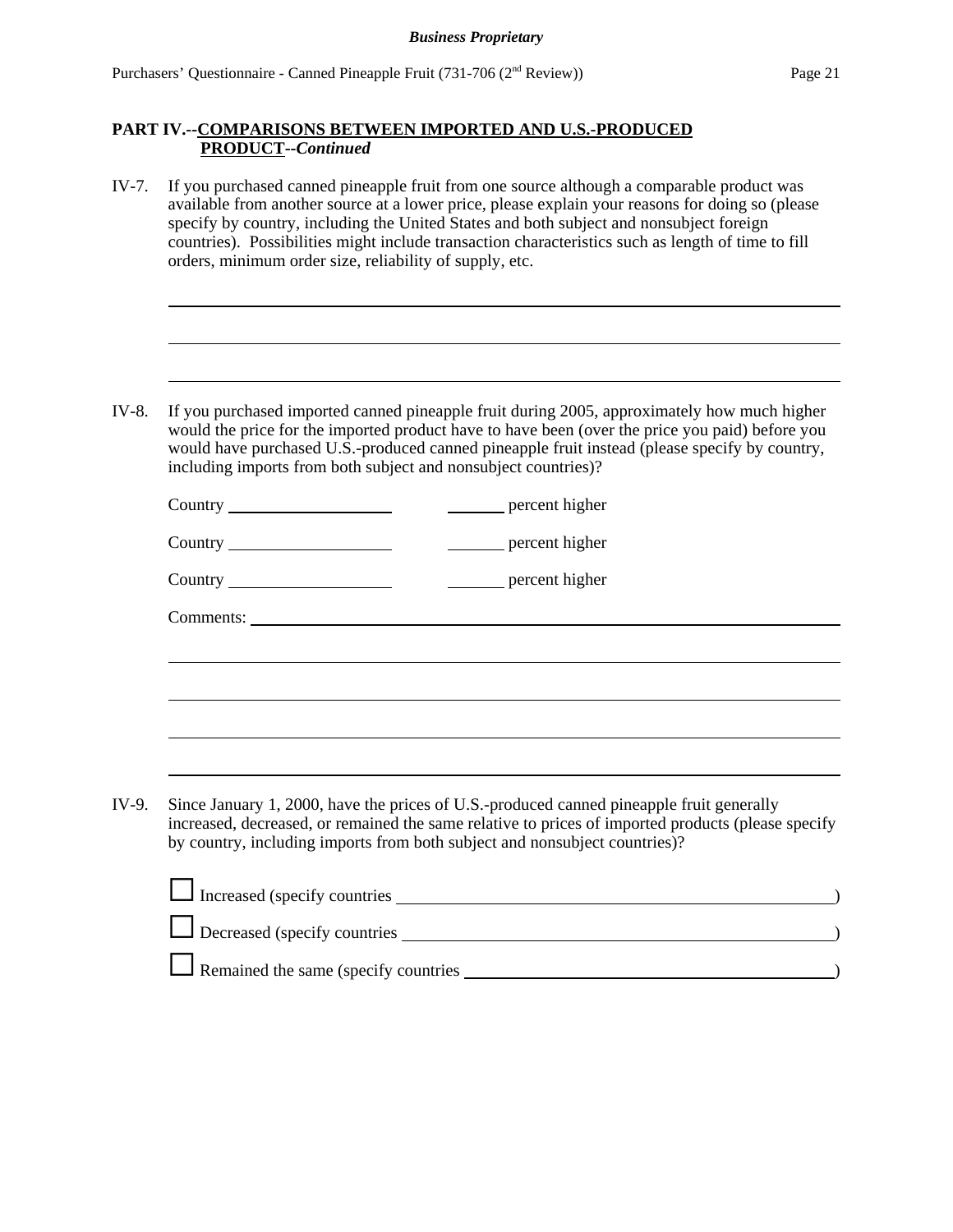## PART IV.--COMPARISONS BETWEEN IMPORTED AND U.S.-PRODUCED PRODUCT--*Continued*

IV-7. If you purchased canned pineapple fruit from one source although a comparable product was available from another source at a lower price, please explain your reasons for doing so (please specify by country, including the United States and both subject and nonsubject foreign countries). Possibilities might include transaction characteristics such as length of time to fill orders, minimum order size, reliability of supply, etc.

\_\_\_\_\_\_\_\_\_\_\_\_\_\_\_\_\_\_\_\_\_\_\_\_\_\_\_\_\_\_\_\_\_\_\_\_\_\_\_\_\_\_\_\_\_\_\_\_\_\_\_\_\_\_\_\_\_\_\_\_\_\_\_\_

\_\_\_\_\_\_\_\_\_\_\_\_\_\_\_\_\_\_\_\_\_\_\_\_\_\_\_\_\_\_\_\_\_\_\_\_\_\_\_\_\_\_\_\_\_\_\_\_\_\_\_\_\_\_\_\_\_\_\_\_\_\_\_\_

\_\_\_\_\_\_\_\_\_\_\_\_\_\_\_\_\_\_\_\_\_\_\_\_\_\_\_\_\_\_\_\_\_\_\_\_\_\_\_\_\_\_\_\_\_\_\_\_\_\_\_\_\_\_\_\_\_\_\_\_\_\_\_\_

IV-8. If you purchased imported canned pineapple fruit during 2005, approximately how much higher would the price for the imported product have to have been (over the price you paid) before you would have purchased U.S.-produced canned pineapple fruit instead (please specify by country, including imports from both subject and nonsubject countries)?

Country \_\_\_\_\_\_\_\_\_\_\_\_\_\_\_\_\_\_\_\_ \_\_\_\_\_\_\_ percent higher

Country \_\_\_\_\_\_\_\_\_\_\_\_\_\_\_\_\_\_\_\_ \_\_\_\_\_\_\_ percent higher

Country \_\_\_\_\_\_\_\_\_\_\_\_\_\_\_\_\_\_\_\_ \_\_\_\_\_\_\_ percent higher

Comments: \_\_\_\_\_\_\_\_\_\_\_\_\_\_\_\_\_\_\_\_\_\_\_\_\_\_\_\_\_\_\_\_\_\_\_\_\_\_\_\_\_\_\_\_\_\_\_\_\_\_\_\_\_\_\_\_

\_\_\_\_\_\_\_\_\_\_\_\_\_\_\_\_\_\_\_\_\_\_\_\_\_\_\_\_\_\_\_\_\_\_\_\_\_\_\_\_\_\_\_\_\_\_\_\_\_\_\_\_\_\_\_\_\_\_\_\_\_\_\_\_

\_\_\_\_\_\_\_\_\_\_\_\_\_\_\_\_\_\_\_\_\_\_\_\_\_\_\_\_\_\_\_\_\_\_\_\_\_\_\_\_\_\_\_\_\_\_\_\_\_\_\_\_\_\_\_\_\_\_\_\_\_\_\_\_

\_\_\_\_\_\_\_\_\_\_\_\_\_\_\_\_\_\_\_\_\_\_\_\_\_\_\_\_\_\_\_\_\_\_\_\_\_\_\_\_\_\_\_\_\_\_\_\_\_\_\_\_\_\_\_\_\_\_\_\_\_\_\_\_

\_\_\_\_\_\_\_\_\_\_\_\_\_\_\_\_\_\_\_\_\_\_\_\_\_\_\_\_\_\_\_\_\_\_\_\_\_\_\_\_\_\_\_\_\_\_\_\_\_\_\_\_\_\_\_\_\_\_\_\_\_\_\_\_

IV-9. Since January 1, 2000, have the prices of U.S.-produced canned pineapple fruit generally increased, decreased, or remained the same relative to prices of imported products (please specify by country, including imports from both subject and nonsubject countries)?

☐ Increased (specify countries \_\_\_\_\_\_\_\_\_\_\_\_\_\_\_\_\_\_\_\_\_\_\_\_\_\_\_\_\_\_\_\_\_\_\_\_\_\_\_\_\_\_)

☐ Decreased (specify countries \_\_\_\_\_\_\_\_\_\_\_\_\_\_\_\_\_\_\_\_\_\_\_\_\_\_\_\_\_\_\_\_\_\_\_\_\_\_\_\_\_\_)

☐ Remained the same (specify countries \_\_\_\_\_\_\_\_\_\_\_\_\_\_\_\_\_\_\_\_\_\_\_\_\_\_\_\_\_\_\_\_\_\_\_)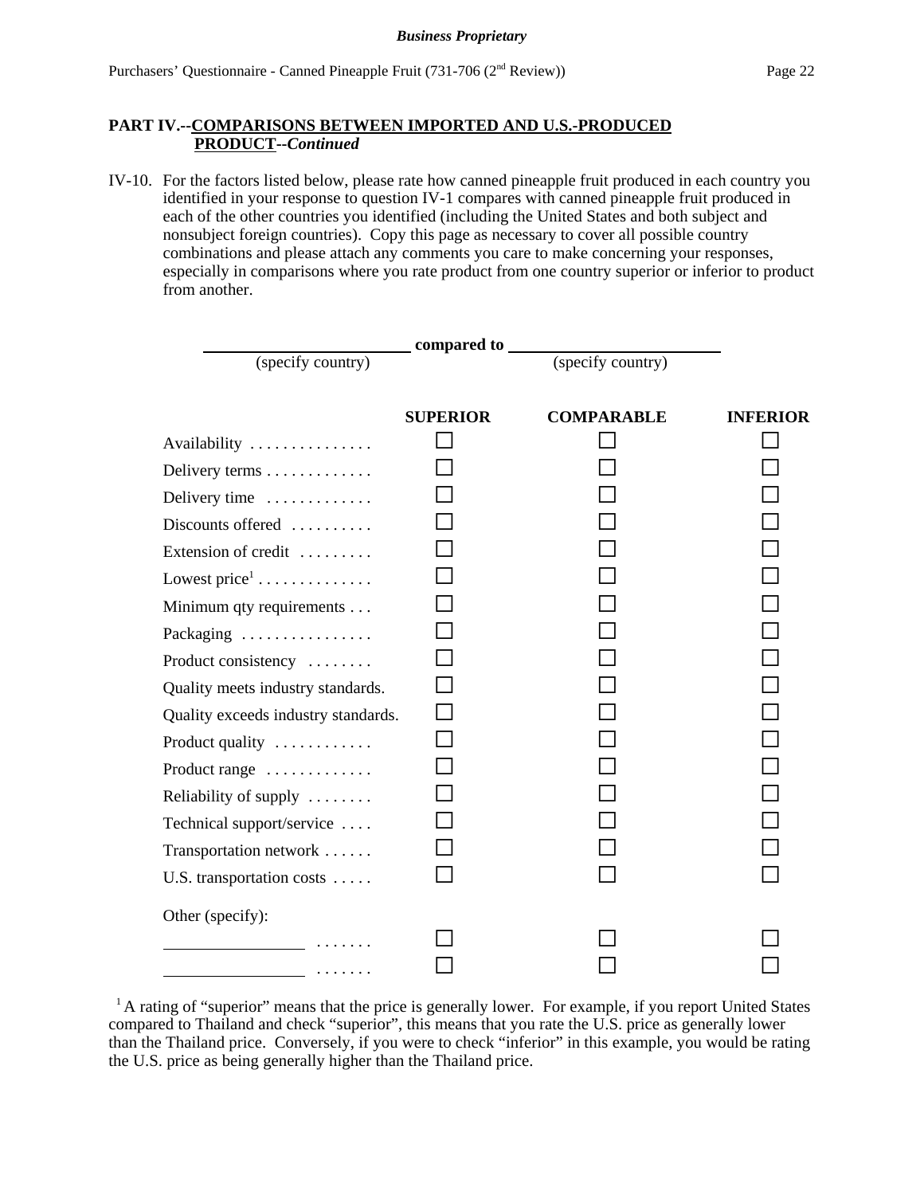**PART IV.--COMPARISONS BETWEEN IMPORTED AND U.S.-PRODUCED PRODUCT--*Continued***

IV-10. For the factors listed below, please rate how canned pineapple fruit produced in each country you identified in your response to question IV-1 compares with canned pineapple fruit produced in each of the other countries you identified (including the United States and both subject and nonsubject foreign countries). Copy this page as necessary to cover all possible country combinations and please attach any comments you care to make concerning your responses, especially in comparisons where you rate product from one country superior or inferior to product from another.

______________________ **compared to** ______________________
(specify country) (specify country)

| | SUPERIOR | COMPARABLE | INFERIOR |
|---|---|---|---|
| Availability . . . . . . . . . . . . . . . | ☐ | ☐ | ☐ |
| Delivery terms . . . . . . . . . . . . . | ☐ | ☐ | ☐ |
| Delivery time . . . . . . . . . . . . . | ☐ | ☐ | ☐ |
| Discounts offered . . . . . . . . . . | ☐ | ☐ | ☐ |
| Extension of credit . . . . . . . . . | ☐ | ☐ | ☐ |
| Lowest price[1] . . . . . . . . . . . . . | ☐ | ☐ | ☐ |
| Minimum qty requirements . . . | ☐ | ☐ | ☐ |
| Packaging . . . . . . . . . . . . . . . . | ☐ | ☐ | ☐ |
| Product consistency . . . . . . . . | ☐ | ☐ | ☐ |
| Quality meets industry standards. | ☐ | ☐ | ☐ |
| Quality exceeds industry standards. | ☐ | ☐ | ☐ |
| Product quality . . . . . . . . . . . . | ☐ | ☐ | ☐ |
| Product range . . . . . . . . . . . . . | ☐ | ☐ | ☐ |
| Reliability of supply . . . . . . . . | ☐ | ☐ | ☐ |
| Technical support/service . . . . | ☐ | ☐ | ☐ |
| Transportation network . . . . . . | ☐ | ☐ | ☐ |
| U.S. transportation costs . . . . . | ☐ | ☐ | ☐ |
| Other (specify): | | | |
| ______________ . . . . . . . | ☐ | ☐ | ☐ |
| ______________ . . . . . . . | ☐ | ☐ | ☐ |

[1] A rating of "superior" means that the price is generally lower. For example, if you report United States compared to Thailand and check "superior", this means that you rate the U.S. price as generally lower than the Thailand price. Conversely, if you were to check "inferior" in this example, you would be rating the U.S. price as being generally higher than the Thailand price.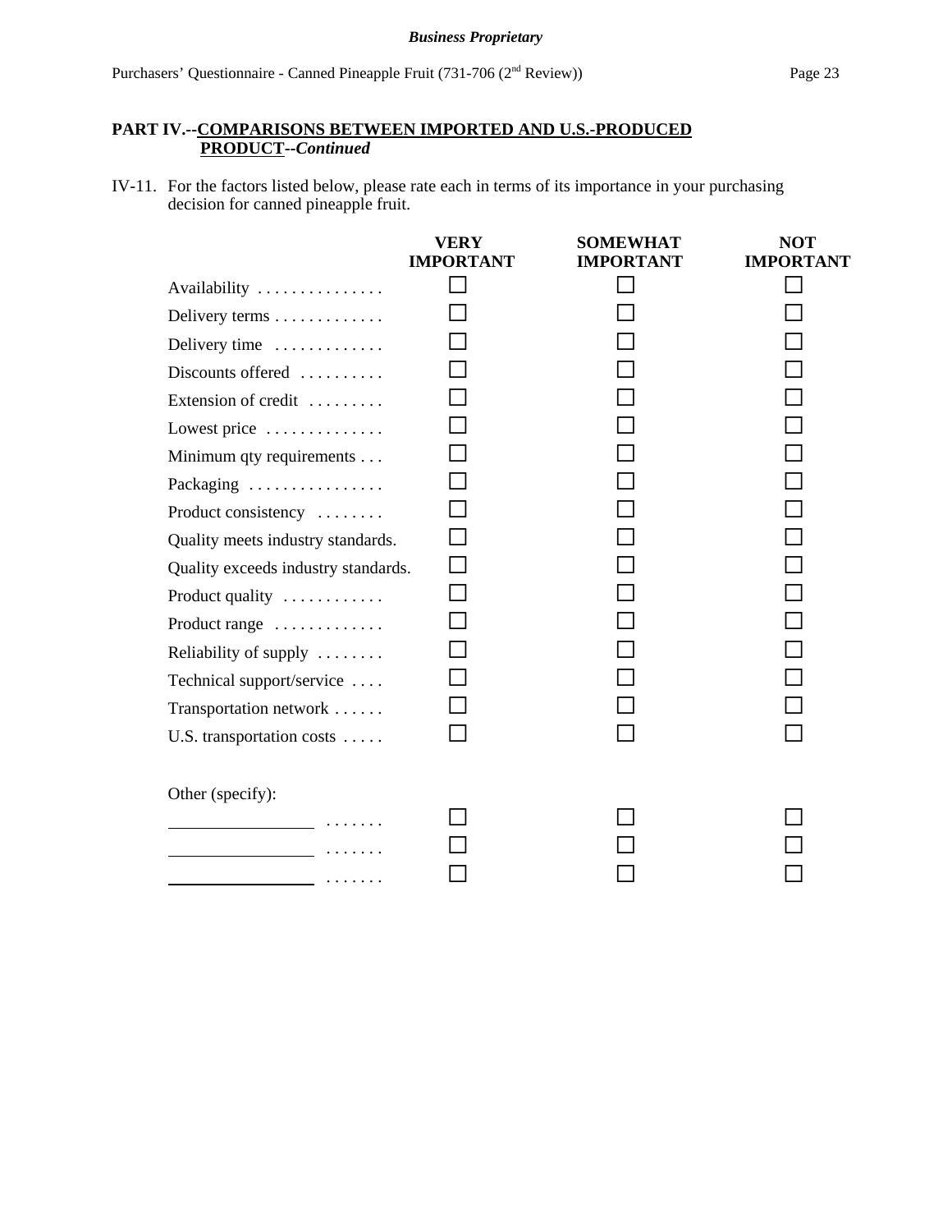## PART IV.--COMPARISONS BETWEEN IMPORTED AND U.S.-PRODUCED PRODUCT--*Continued*

IV-11. For the factors listed below, please rate each in terms of its importance in your purchasing decision for canned pineapple fruit.

| | VERY IMPORTANT | SOMEWHAT IMPORTANT | NOT IMPORTANT |
|---|---|---|---|
| Availability . . . . . . . . . . . . . . . | ☐ | ☐ | ☐ |
| Delivery terms . . . . . . . . . . . . . | ☐ | ☐ | ☐ |
| Delivery time . . . . . . . . . . . . . | ☐ | ☐ | ☐ |
| Discounts offered . . . . . . . . . . | ☐ | ☐ | ☐ |
| Extension of credit . . . . . . . . . | ☐ | ☐ | ☐ |
| Lowest price . . . . . . . . . . . . . . | ☐ | ☐ | ☐ |
| Minimum qty requirements . . . | ☐ | ☐ | ☐ |
| Packaging . . . . . . . . . . . . . . . . | ☐ | ☐ | ☐ |
| Product consistency . . . . . . . . | ☐ | ☐ | ☐ |
| Quality meets industry standards. | ☐ | ☐ | ☐ |
| Quality exceeds industry standards. | ☐ | ☐ | ☐ |
| Product quality . . . . . . . . . . . . | ☐ | ☐ | ☐ |
| Product range . . . . . . . . . . . . . | ☐ | ☐ | ☐ |
| Reliability of supply . . . . . . . . | ☐ | ☐ | ☐ |
| Technical support/service . . . . | ☐ | ☐ | ☐ |
| Transportation network . . . . . . | ☐ | ☐ | ☐ |
| U.S. transportation costs . . . . . | ☐ | ☐ | ☐ |
| Other (specify): | | | |
| ________________ . . . . . . . | ☐ | ☐ | ☐ |
| ________________ . . . . . . . | ☐ | ☐ | ☐ |
| ________________ . . . . . . . | ☐ | ☐ | ☐ |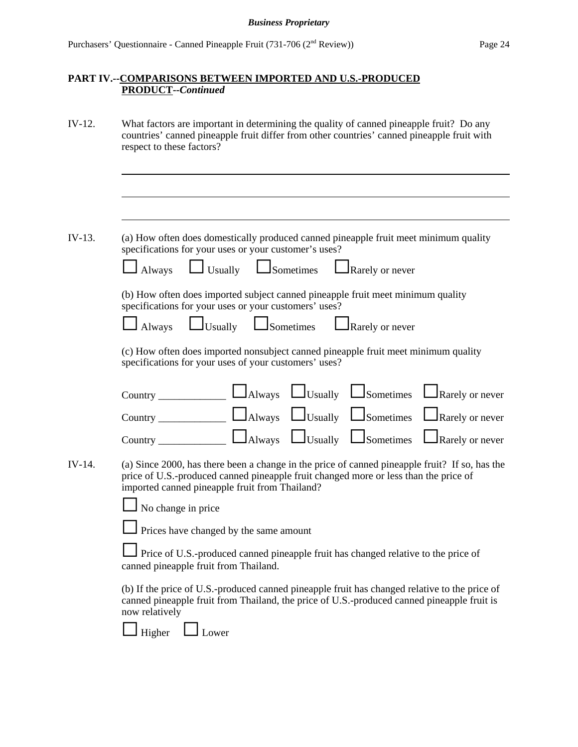## PART IV.--COMPARISONS BETWEEN IMPORTED AND U.S.-PRODUCED PRODUCT--*Continued*

IV-12. What factors are important in determining the quality of canned pineapple fruit? Do any countries' canned pineapple fruit differ from other countries' canned pineapple fruit with respect to these factors?

______________________________________________________________________

______________________________________________________________________

______________________________________________________________________

IV-13. (a) How often does domestically produced canned pineapple fruit meet minimum quality specifications for your uses or your customer's uses?

☐ Always ☐ Usually ☐ Sometimes ☐ Rarely or never

(b) How often does imported subject canned pineapple fruit meet minimum quality specifications for your uses or your customers' uses?

☐ Always ☐ Usually ☐ Sometimes ☐ Rarely or never

(c) How often does imported nonsubject canned pineapple fruit meet minimum quality specifications for your uses of your customers' uses?

Country _____________ ☐ Always ☐ Usually ☐ Sometimes ☐ Rarely or never

Country _____________ ☐ Always ☐ Usually ☐ Sometimes ☐ Rarely or never

Country _____________ ☐ Always ☐ Usually ☐ Sometimes ☐ Rarely or never

IV-14. (a) Since 2000, has there been a change in the price of canned pineapple fruit? If so, has the price of U.S.-produced canned pineapple fruit changed more or less than the price of imported canned pineapple fruit from Thailand?

☐ No change in price

☐ Prices have changed by the same amount

☐ Price of U.S.-produced canned pineapple fruit has changed relative to the price of canned pineapple fruit from Thailand.

(b) If the price of U.S.-produced canned pineapple fruit has changed relative to the price of canned pineapple fruit from Thailand, the price of U.S.-produced canned pineapple fruit is now relatively

☐ Higher ☐ Lower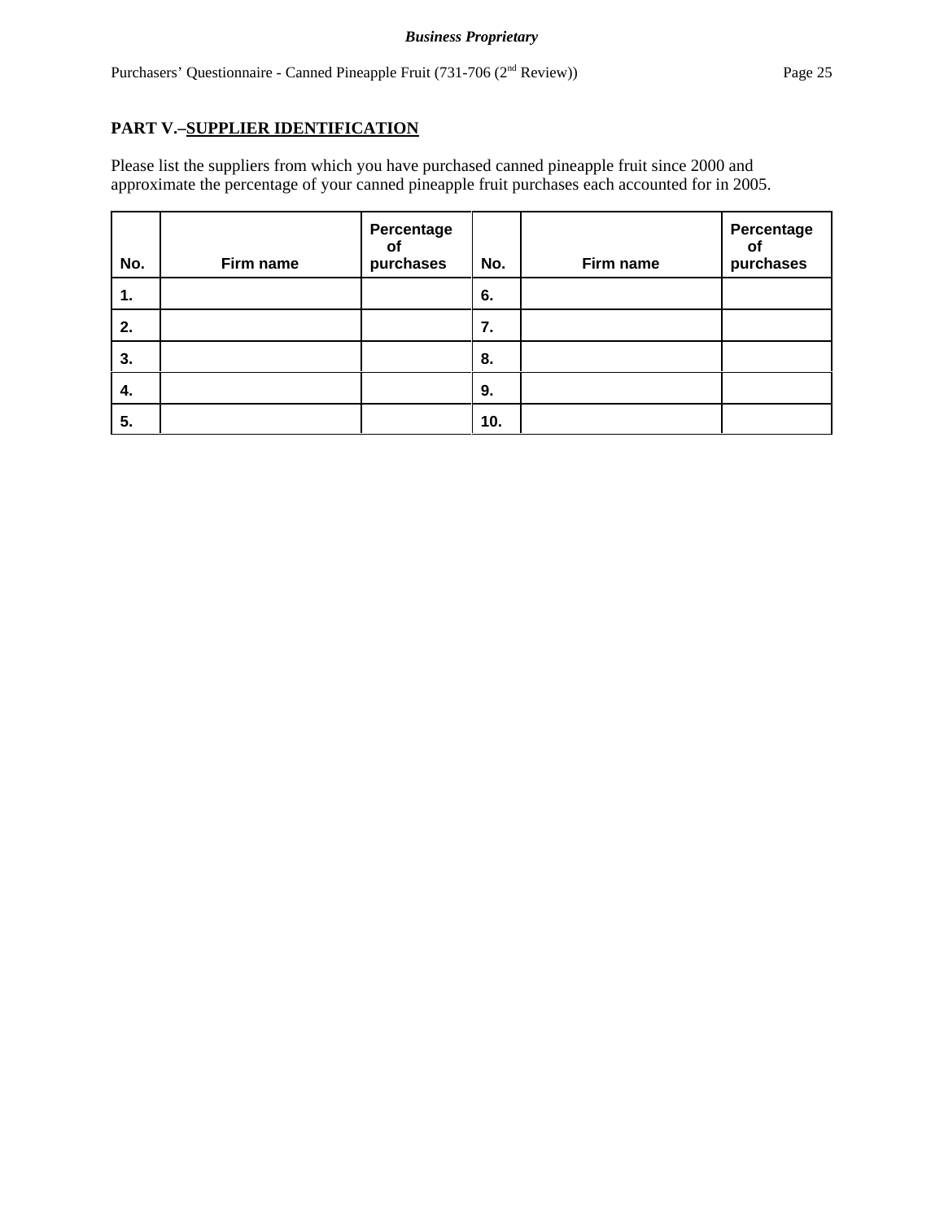## PART V.–SUPPLIER IDENTIFICATION

Please list the suppliers from which you have purchased canned pineapple fruit since 2000 and approximate the percentage of your canned pineapple fruit purchases each accounted for in 2005.

| No. | Firm name | Percentage of purchases | No. | Firm name | Percentage of purchases |
|---|---|---|---|---|---|
| 1. | | | 6. | | |
| 2. | | | 7. | | |
| 3. | | | 8. | | |
| 4. | | | 9. | | |
| 5. | | | 10. | | |